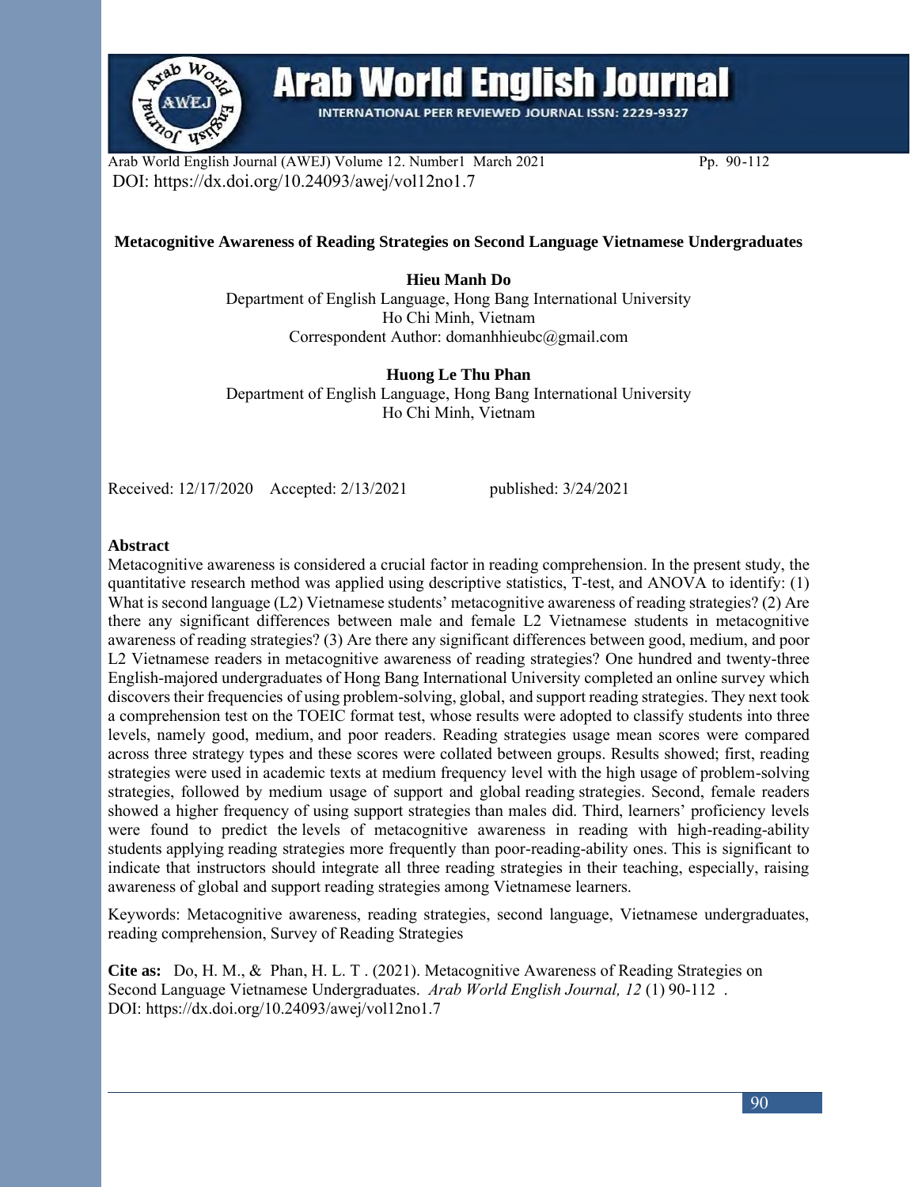# Metacognitive Awareness of Reading Strategies on Second Language Vietnamese Undergraduates

**Hieu Manh Do**
Department of English Language, Hong Bang International University
Ho Chi Minh, Vietnam
Correspondent Author: domanhhieubc@gmail.com

**Huong Le Thu Phan**
Department of English Language, Hong Bang International University
Ho Chi Minh, Vietnam

Received: 12/17/2020 Accepted: 2/13/2021 published: 3/24/2021

## Abstract

Metacognitive awareness is considered a crucial factor in reading comprehension. In the present study, the quantitative research method was applied using descriptive statistics, T-test, and ANOVA to identify: (1) What is second language (L2) Vietnamese students' metacognitive awareness of reading strategies? (2) Are there any significant differences between male and female L2 Vietnamese students in metacognitive awareness of reading strategies? (3) Are there any significant differences between good, medium, and poor L2 Vietnamese readers in metacognitive awareness of reading strategies? One hundred and twenty-three English-majored undergraduates of Hong Bang International University completed an online survey which discovers their frequencies of using problem-solving, global, and support reading strategies. They next took a comprehension test on the TOEIC format test, whose results were adopted to classify students into three levels, namely good, medium, and poor readers. Reading strategies usage mean scores were compared across three strategy types and these scores were collated between groups. Results showed; first, reading strategies were used in academic texts at medium frequency level with the high usage of problem-solving strategies, followed by medium usage of support and global reading strategies. Second, female readers showed a higher frequency of using support strategies than males did. Third, learners' proficiency levels were found to predict the levels of metacognitive awareness in reading with high-reading-ability students applying reading strategies more frequently than poor-reading-ability ones. This is significant to indicate that instructors should integrate all three reading strategies in their teaching, especially, raising awareness of global and support reading strategies among Vietnamese learners.

Keywords: Metacognitive awareness, reading strategies, second language, Vietnamese undergraduates, reading comprehension, Survey of Reading Strategies

**Cite as:** Do, H. M., & Phan, H. L. T . (2021). Metacognitive Awareness of Reading Strategies on Second Language Vietnamese Undergraduates. *Arab World English Journal, 12* (1) 90-112 .
DOI: https://dx.doi.org/10.24093/awej/vol12no1.7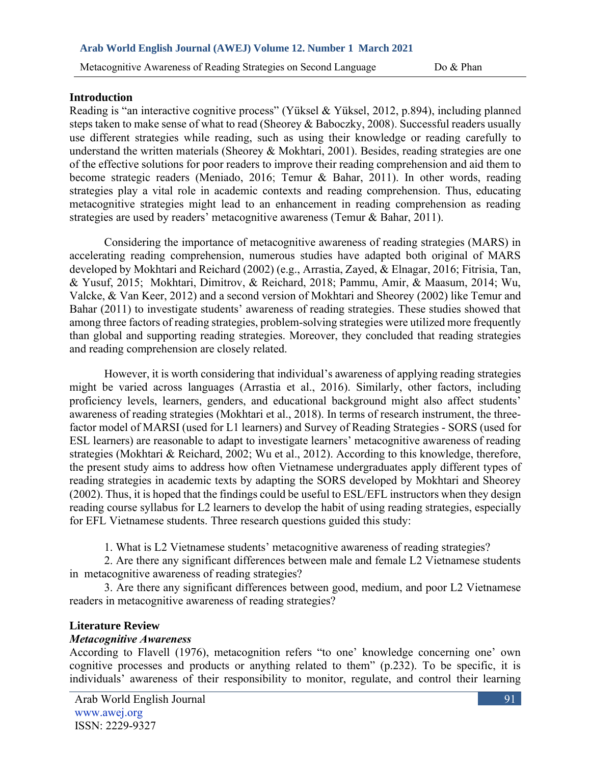## Introduction

Reading is "an interactive cognitive process" (Yüksel & Yüksel, 2012, p.894), including planned steps taken to make sense of what to read (Sheorey & Baboczky, 2008). Successful readers usually use different strategies while reading, such as using their knowledge or reading carefully to understand the written materials (Sheorey & Mokhtari, 2001). Besides, reading strategies are one of the effective solutions for poor readers to improve their reading comprehension and aid them to become strategic readers (Meniado, 2016; Temur & Bahar, 2011). In other words, reading strategies play a vital role in academic contexts and reading comprehension. Thus, educating metacognitive strategies might lead to an enhancement in reading comprehension as reading strategies are used by readers' metacognitive awareness (Temur & Bahar, 2011).

Considering the importance of metacognitive awareness of reading strategies (MARS) in accelerating reading comprehension, numerous studies have adapted both original of MARS developed by Mokhtari and Reichard (2002) (e.g., Arrastia, Zayed, & Elnagar, 2016; Fitrisia, Tan, & Yusuf, 2015; Mokhtari, Dimitrov, & Reichard, 2018; Pammu, Amir, & Maasum, 2014; Wu, Valcke, & Van Keer, 2012) and a second version of Mokhtari and Sheorey (2002) like Temur and Bahar (2011) to investigate students' awareness of reading strategies. These studies showed that among three factors of reading strategies, problem-solving strategies were utilized more frequently than global and supporting reading strategies. Moreover, they concluded that reading strategies and reading comprehension are closely related.

However, it is worth considering that individual's awareness of applying reading strategies might be varied across languages (Arrastia et al., 2016). Similarly, other factors, including proficiency levels, learners, genders, and educational background might also affect students' awareness of reading strategies (Mokhtari et al., 2018). In terms of research instrument, the three-factor model of MARSI (used for L1 learners) and Survey of Reading Strategies - SORS (used for ESL learners) are reasonable to adapt to investigate learners' metacognitive awareness of reading strategies (Mokhtari & Reichard, 2002; Wu et al., 2012). According to this knowledge, therefore, the present study aims to address how often Vietnamese undergraduates apply different types of reading strategies in academic texts by adapting the SORS developed by Mokhtari and Sheorey (2002). Thus, it is hoped that the findings could be useful to ESL/EFL instructors when they design reading course syllabus for L2 learners to develop the habit of using reading strategies, especially for EFL Vietnamese students. Three research questions guided this study:

1. What is L2 Vietnamese students' metacognitive awareness of reading strategies?
2. Are there any significant differences between male and female L2 Vietnamese students in metacognitive awareness of reading strategies?
3. Are there any significant differences between good, medium, and poor L2 Vietnamese readers in metacognitive awareness of reading strategies?

## Literature Review

### *Metacognitive Awareness*

According to Flavell (1976), metacognition refers "to one' knowledge concerning one' own cognitive processes and products or anything related to them" (p.232). To be specific, it is individuals' awareness of their responsibility to monitor, regulate, and control their learning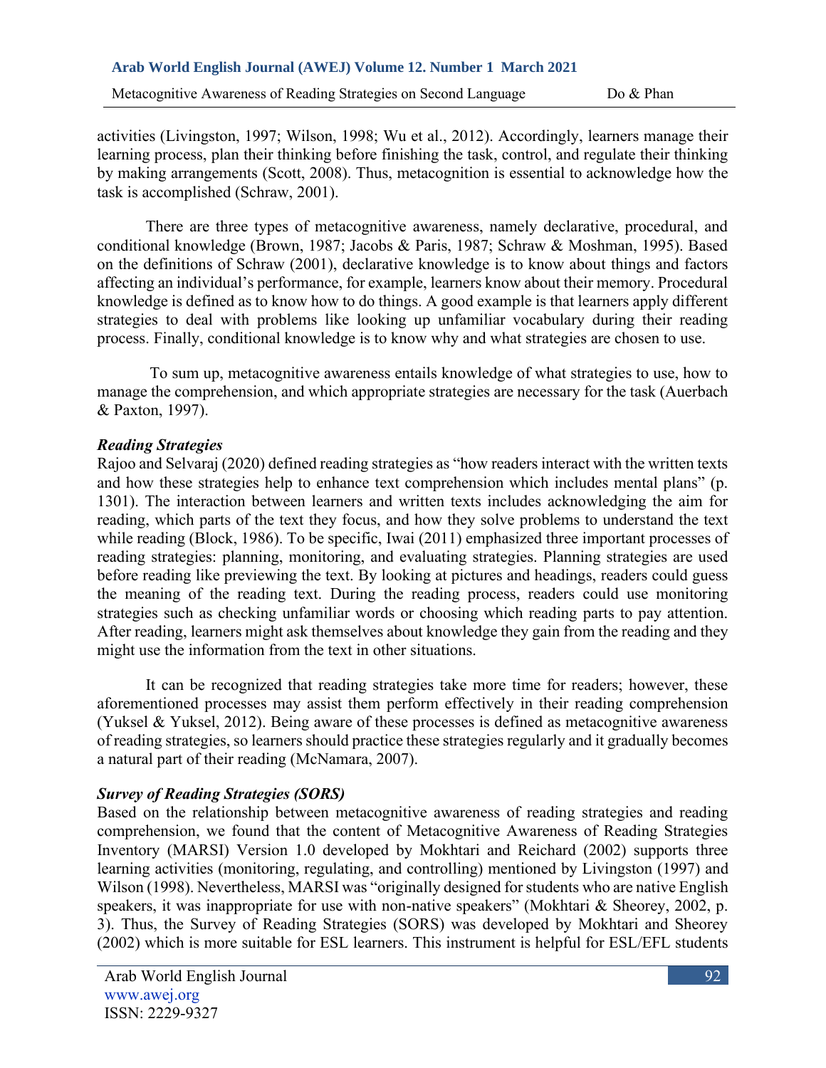activities (Livingston, 1997; Wilson, 1998; Wu et al., 2012). Accordingly, learners manage their learning process, plan their thinking before finishing the task, control, and regulate their thinking by making arrangements (Scott, 2008). Thus, metacognition is essential to acknowledge how the task is accomplished (Schraw, 2001).

There are three types of metacognitive awareness, namely declarative, procedural, and conditional knowledge (Brown, 1987; Jacobs & Paris, 1987; Schraw & Moshman, 1995). Based on the definitions of Schraw (2001), declarative knowledge is to know about things and factors affecting an individual's performance, for example, learners know about their memory. Procedural knowledge is defined as to know how to do things. A good example is that learners apply different strategies to deal with problems like looking up unfamiliar vocabulary during their reading process. Finally, conditional knowledge is to know why and what strategies are chosen to use.

To sum up, metacognitive awareness entails knowledge of what strategies to use, how to manage the comprehension, and which appropriate strategies are necessary for the task (Auerbach & Paxton, 1997).

### *Reading Strategies*

Rajoo and Selvaraj (2020) defined reading strategies as "how readers interact with the written texts and how these strategies help to enhance text comprehension which includes mental plans" (p. 1301). The interaction between learners and written texts includes acknowledging the aim for reading, which parts of the text they focus, and how they solve problems to understand the text while reading (Block, 1986). To be specific, Iwai (2011) emphasized three important processes of reading strategies: planning, monitoring, and evaluating strategies. Planning strategies are used before reading like previewing the text. By looking at pictures and headings, readers could guess the meaning of the reading text. During the reading process, readers could use monitoring strategies such as checking unfamiliar words or choosing which reading parts to pay attention. After reading, learners might ask themselves about knowledge they gain from the reading and they might use the information from the text in other situations.

It can be recognized that reading strategies take more time for readers; however, these aforementioned processes may assist them perform effectively in their reading comprehension (Yuksel & Yuksel, 2012). Being aware of these processes is defined as metacognitive awareness of reading strategies, so learners should practice these strategies regularly and it gradually becomes a natural part of their reading (McNamara, 2007).

### *Survey of Reading Strategies (SORS)*

Based on the relationship between metacognitive awareness of reading strategies and reading comprehension, we found that the content of Metacognitive Awareness of Reading Strategies Inventory (MARSI) Version 1.0 developed by Mokhtari and Reichard (2002) supports three learning activities (monitoring, regulating, and controlling) mentioned by Livingston (1997) and Wilson (1998). Nevertheless, MARSI was "originally designed for students who are native English speakers, it was inappropriate for use with non-native speakers" (Mokhtari & Sheorey, 2002, p. 3). Thus, the Survey of Reading Strategies (SORS) was developed by Mokhtari and Sheorey (2002) which is more suitable for ESL learners. This instrument is helpful for ESL/EFL students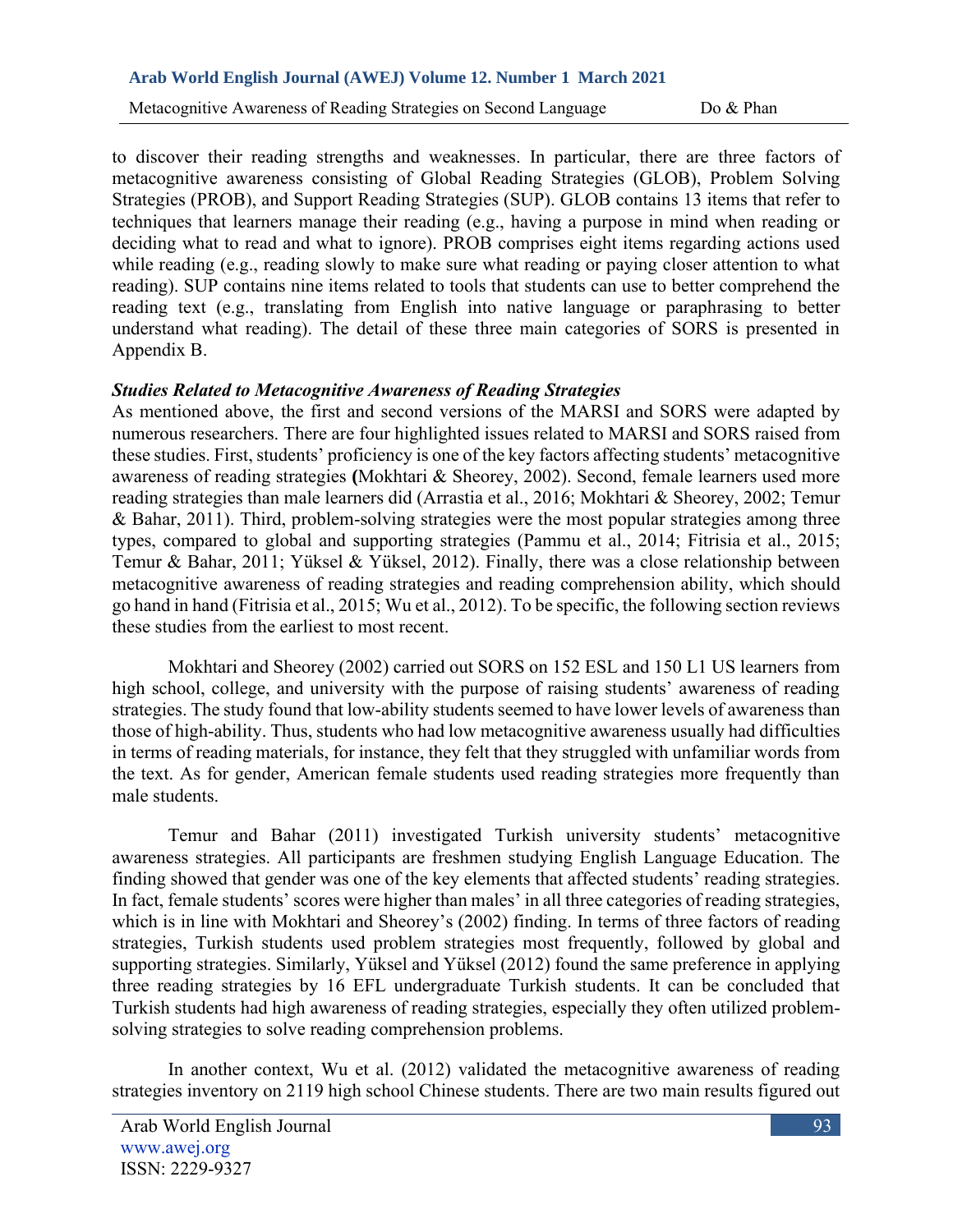to discover their reading strengths and weaknesses. In particular, there are three factors of metacognitive awareness consisting of Global Reading Strategies (GLOB), Problem Solving Strategies (PROB), and Support Reading Strategies (SUP). GLOB contains 13 items that refer to techniques that learners manage their reading (e.g., having a purpose in mind when reading or deciding what to read and what to ignore). PROB comprises eight items regarding actions used while reading (e.g., reading slowly to make sure what reading or paying closer attention to what reading). SUP contains nine items related to tools that students can use to better comprehend the reading text (e.g., translating from English into native language or paraphrasing to better understand what reading). The detail of these three main categories of SORS is presented in Appendix B.

### *Studies Related to Metacognitive Awareness of Reading Strategies*

As mentioned above, the first and second versions of the MARSI and SORS were adapted by numerous researchers. There are four highlighted issues related to MARSI and SORS raised from these studies. First, students' proficiency is one of the key factors affecting students' metacognitive awareness of reading strategies **(**Mokhtari & Sheorey, 2002). Second, female learners used more reading strategies than male learners did (Arrastia et al., 2016; Mokhtari & Sheorey, 2002; Temur & Bahar, 2011). Third, problem-solving strategies were the most popular strategies among three types, compared to global and supporting strategies (Pammu et al., 2014; Fitrisia et al., 2015; Temur & Bahar, 2011; Yüksel & Yüksel, 2012). Finally, there was a close relationship between metacognitive awareness of reading strategies and reading comprehension ability, which should go hand in hand (Fitrisia et al., 2015; Wu et al., 2012). To be specific, the following section reviews these studies from the earliest to most recent.

Mokhtari and Sheorey (2002) carried out SORS on 152 ESL and 150 L1 US learners from high school, college, and university with the purpose of raising students' awareness of reading strategies. The study found that low-ability students seemed to have lower levels of awareness than those of high-ability. Thus, students who had low metacognitive awareness usually had difficulties in terms of reading materials, for instance, they felt that they struggled with unfamiliar words from the text. As for gender, American female students used reading strategies more frequently than male students.

Temur and Bahar (2011) investigated Turkish university students' metacognitive awareness strategies. All participants are freshmen studying English Language Education. The finding showed that gender was one of the key elements that affected students' reading strategies. In fact, female students' scores were higher than males' in all three categories of reading strategies, which is in line with Mokhtari and Sheorey's (2002) finding. In terms of three factors of reading strategies, Turkish students used problem strategies most frequently, followed by global and supporting strategies. Similarly, Yüksel and Yüksel (2012) found the same preference in applying three reading strategies by 16 EFL undergraduate Turkish students. It can be concluded that Turkish students had high awareness of reading strategies, especially they often utilized problem-solving strategies to solve reading comprehension problems.

In another context, Wu et al. (2012) validated the metacognitive awareness of reading strategies inventory on 2119 high school Chinese students. There are two main results figured out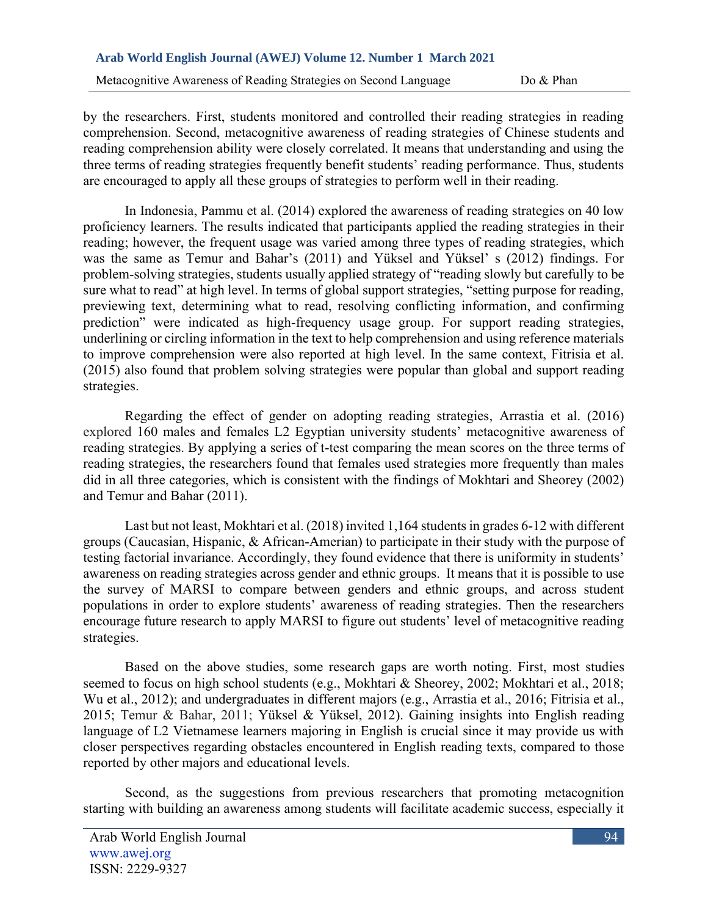by the researchers. First, students monitored and controlled their reading strategies in reading comprehension. Second, metacognitive awareness of reading strategies of Chinese students and reading comprehension ability were closely correlated. It means that understanding and using the three terms of reading strategies frequently benefit students' reading performance. Thus, students are encouraged to apply all these groups of strategies to perform well in their reading.

In Indonesia, Pammu et al. (2014) explored the awareness of reading strategies on 40 low proficiency learners. The results indicated that participants applied the reading strategies in their reading; however, the frequent usage was varied among three types of reading strategies, which was the same as Temur and Bahar's (2011) and Yüksel and Yüksel' s (2012) findings. For problem-solving strategies, students usually applied strategy of "reading slowly but carefully to be sure what to read" at high level. In terms of global support strategies, "setting purpose for reading, previewing text, determining what to read, resolving conflicting information, and confirming prediction" were indicated as high-frequency usage group. For support reading strategies, underlining or circling information in the text to help comprehension and using reference materials to improve comprehension were also reported at high level. In the same context, Fitrisia et al. (2015) also found that problem solving strategies were popular than global and support reading strategies.

Regarding the effect of gender on adopting reading strategies, Arrastia et al. (2016) explored 160 males and females L2 Egyptian university students' metacognitive awareness of reading strategies. By applying a series of t-test comparing the mean scores on the three terms of reading strategies, the researchers found that females used strategies more frequently than males did in all three categories, which is consistent with the findings of Mokhtari and Sheorey (2002) and Temur and Bahar (2011).

Last but not least, Mokhtari et al. (2018) invited 1,164 students in grades 6-12 with different groups (Caucasian, Hispanic, & African-Amerian) to participate in their study with the purpose of testing factorial invariance. Accordingly, they found evidence that there is uniformity in students' awareness on reading strategies across gender and ethnic groups. It means that it is possible to use the survey of MARSI to compare between genders and ethnic groups, and across student populations in order to explore students' awareness of reading strategies. Then the researchers encourage future research to apply MARSI to figure out students' level of metacognitive reading strategies.

Based on the above studies, some research gaps are worth noting. First, most studies seemed to focus on high school students (e.g., Mokhtari & Sheorey, 2002; Mokhtari et al., 2018; Wu et al., 2012); and undergraduates in different majors (e.g., Arrastia et al., 2016; Fitrisia et al., 2015; Temur & Bahar, 2011; Yüksel & Yüksel, 2012). Gaining insights into English reading language of L2 Vietnamese learners majoring in English is crucial since it may provide us with closer perspectives regarding obstacles encountered in English reading texts, compared to those reported by other majors and educational levels.

Second, as the suggestions from previous researchers that promoting metacognition starting with building an awareness among students will facilitate academic success, especially it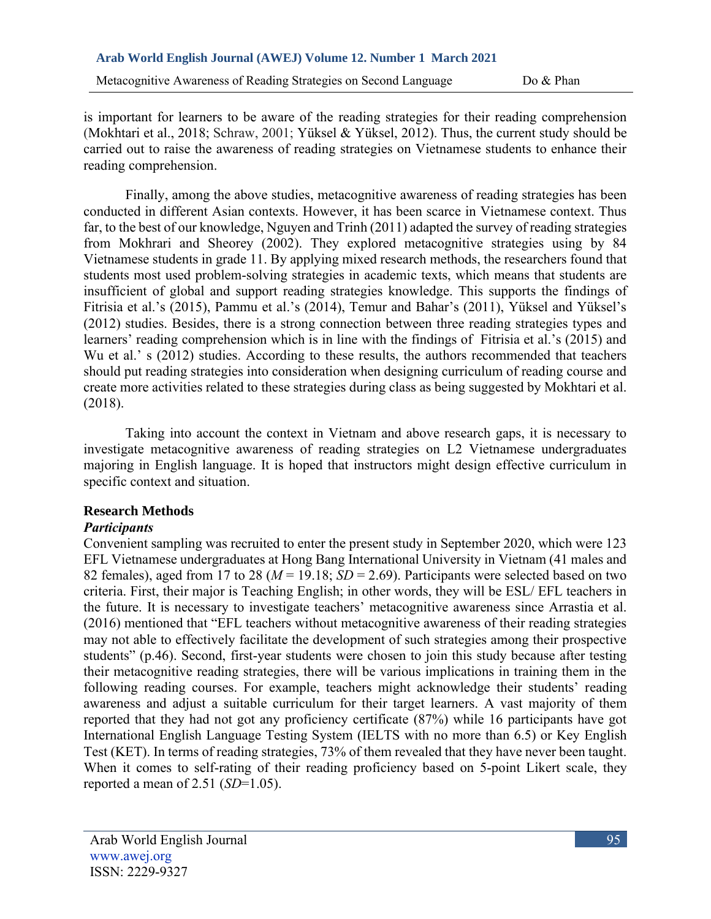is important for learners to be aware of the reading strategies for their reading comprehension (Mokhtari et al., 2018; Schraw, 2001; Yüksel & Yüksel, 2012). Thus, the current study should be carried out to raise the awareness of reading strategies on Vietnamese students to enhance their reading comprehension.

Finally, among the above studies, metacognitive awareness of reading strategies has been conducted in different Asian contexts. However, it has been scarce in Vietnamese context. Thus far, to the best of our knowledge, Nguyen and Trinh (2011) adapted the survey of reading strategies from Mokhrari and Sheorey (2002). They explored metacognitive strategies using by 84 Vietnamese students in grade 11. By applying mixed research methods, the researchers found that students most used problem-solving strategies in academic texts, which means that students are insufficient of global and support reading strategies knowledge. This supports the findings of Fitrisia et al.'s (2015), Pammu et al.'s (2014), Temur and Bahar's (2011), Yüksel and Yüksel's (2012) studies. Besides, there is a strong connection between three reading strategies types and learners' reading comprehension which is in line with the findings of Fitrisia et al.'s (2015) and Wu et al.' s (2012) studies. According to these results, the authors recommended that teachers should put reading strategies into consideration when designing curriculum of reading course and create more activities related to these strategies during class as being suggested by Mokhtari et al. (2018).

Taking into account the context in Vietnam and above research gaps, it is necessary to investigate metacognitive awareness of reading strategies on L2 Vietnamese undergraduates majoring in English language. It is hoped that instructors might design effective curriculum in specific context and situation.

## Research Methods

### *Participants*

Convenient sampling was recruited to enter the present study in September 2020, which were 123 EFL Vietnamese undergraduates at Hong Bang International University in Vietnam (41 males and 82 females), aged from 17 to 28 ($M$ = 19.18; $SD$ = 2.69). Participants were selected based on two criteria. First, their major is Teaching English; in other words, they will be ESL/ EFL teachers in the future. It is necessary to investigate teachers' metacognitive awareness since Arrastia et al. (2016) mentioned that "EFL teachers without metacognitive awareness of their reading strategies may not able to effectively facilitate the development of such strategies among their prospective students" (p.46). Second, first-year students were chosen to join this study because after testing their metacognitive reading strategies, there will be various implications in training them in the following reading courses. For example, teachers might acknowledge their students' reading awareness and adjust a suitable curriculum for their target learners. A vast majority of them reported that they had not got any proficiency certificate (87%) while 16 participants have got International English Language Testing System (IELTS with no more than 6.5) or Key English Test (KET). In terms of reading strategies, 73% of them revealed that they have never been taught. When it comes to self-rating of their reading proficiency based on 5-point Likert scale, they reported a mean of 2.51 ($SD$=1.05).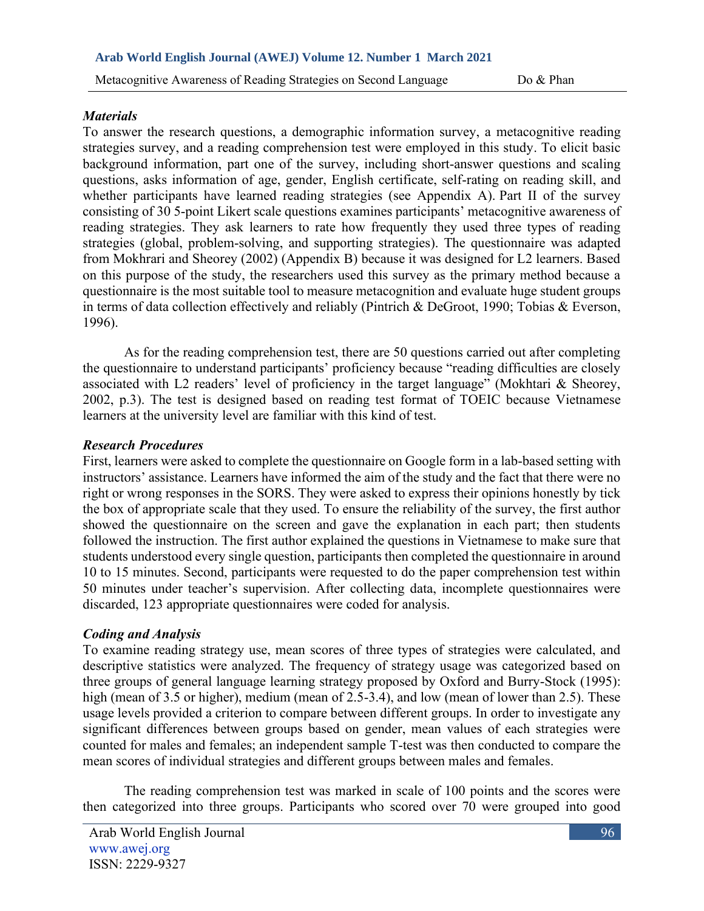### *Materials*

To answer the research questions, a demographic information survey, a metacognitive reading strategies survey, and a reading comprehension test were employed in this study. To elicit basic background information, part one of the survey, including short-answer questions and scaling questions, asks information of age, gender, English certificate, self-rating on reading skill, and whether participants have learned reading strategies (see Appendix A). Part II of the survey consisting of 30 5-point Likert scale questions examines participants' metacognitive awareness of reading strategies. They ask learners to rate how frequently they used three types of reading strategies (global, problem-solving, and supporting strategies). The questionnaire was adapted from Mokhrari and Sheorey (2002) (Appendix B) because it was designed for L2 learners. Based on this purpose of the study, the researchers used this survey as the primary method because a questionnaire is the most suitable tool to measure metacognition and evaluate huge student groups in terms of data collection effectively and reliably (Pintrich & DeGroot, 1990; Tobias & Everson, 1996).

As for the reading comprehension test, there are 50 questions carried out after completing the questionnaire to understand participants' proficiency because "reading difficulties are closely associated with L2 readers' level of proficiency in the target language" (Mokhtari & Sheorey, 2002, p.3). The test is designed based on reading test format of TOEIC because Vietnamese learners at the university level are familiar with this kind of test.

### *Research Procedures*

First, learners were asked to complete the questionnaire on Google form in a lab-based setting with instructors' assistance. Learners have informed the aim of the study and the fact that there were no right or wrong responses in the SORS. They were asked to express their opinions honestly by tick the box of appropriate scale that they used. To ensure the reliability of the survey, the first author showed the questionnaire on the screen and gave the explanation in each part; then students followed the instruction. The first author explained the questions in Vietnamese to make sure that students understood every single question, participants then completed the questionnaire in around 10 to 15 minutes. Second, participants were requested to do the paper comprehension test within 50 minutes under teacher's supervision. After collecting data, incomplete questionnaires were discarded, 123 appropriate questionnaires were coded for analysis.

### *Coding and Analysis*

To examine reading strategy use, mean scores of three types of strategies were calculated, and descriptive statistics were analyzed. The frequency of strategy usage was categorized based on three groups of general language learning strategy proposed by Oxford and Burry-Stock (1995): high (mean of 3.5 or higher), medium (mean of 2.5-3.4), and low (mean of lower than 2.5). These usage levels provided a criterion to compare between different groups. In order to investigate any significant differences between groups based on gender, mean values of each strategies were counted for males and females; an independent sample T-test was then conducted to compare the mean scores of individual strategies and different groups between males and females.

The reading comprehension test was marked in scale of 100 points and the scores were then categorized into three groups. Participants who scored over 70 were grouped into good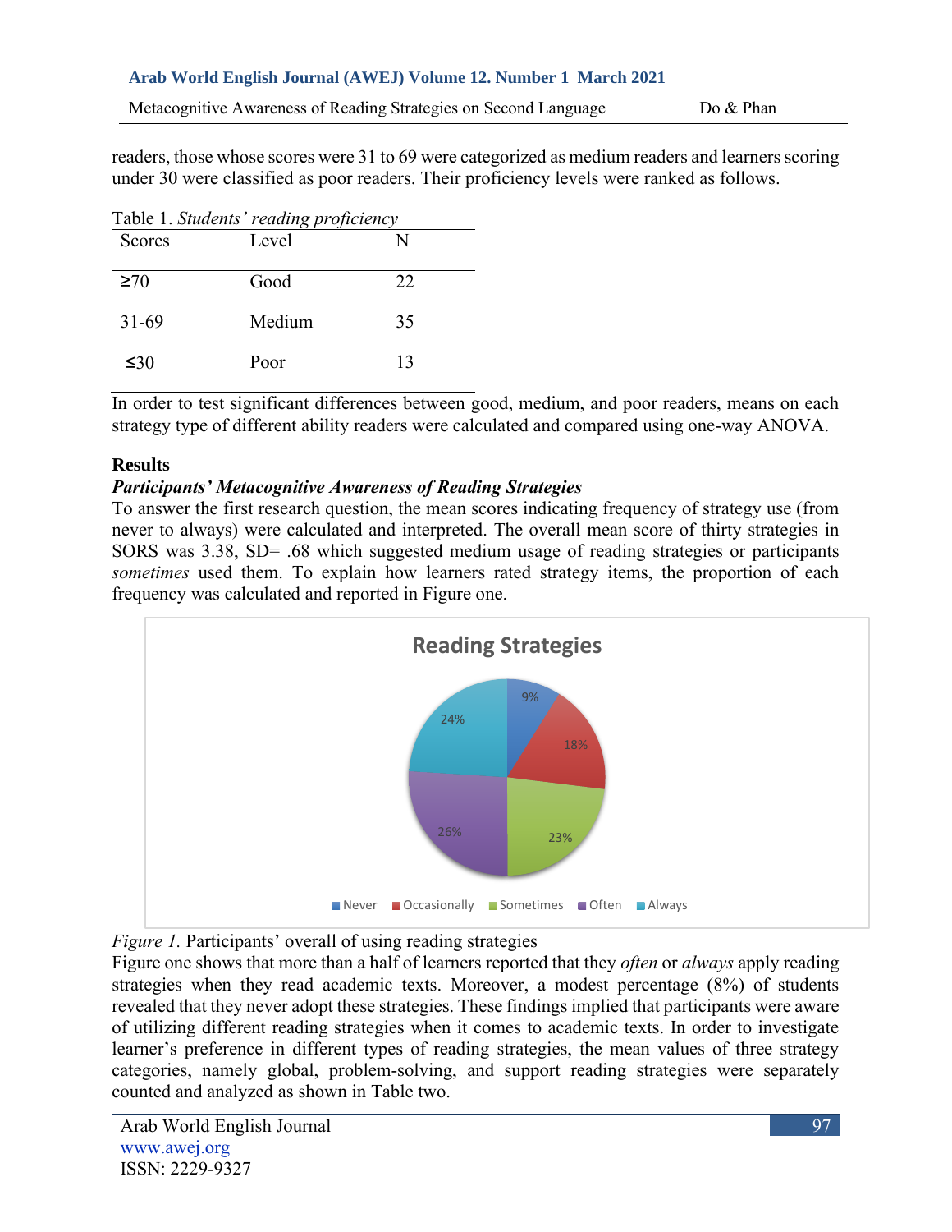readers, those whose scores were 31 to 69 were categorized as medium readers and learners scoring under 30 were classified as poor readers. Their proficiency levels were ranked as follows.

Table 1. *Students' reading proficiency*

| Scores | Level | N |
|---|---|---|
| ≥70 | Good | 22 |
| 31-69 | Medium | 35 |
| ≤30 | Poor | 13 |

In order to test significant differences between good, medium, and poor readers, means on each strategy type of different ability readers were calculated and compared using one-way ANOVA.

## Results

### *Participants' Metacognitive Awareness of Reading Strategies*

To answer the first research question, the mean scores indicating frequency of strategy use (from never to always) were calculated and interpreted. The overall mean score of thirty strategies in SORS was 3.38, SD= .68 which suggested medium usage of reading strategies or participants *sometimes* used them. To explain how learners rated strategy items, the proportion of each frequency was calculated and reported in Figure one.

**Reading Strategies**

| Frequency | Percentage |
|---|---|
| Never | 9% |
| Occasionally | 18% |
| Sometimes | 23% |
| Often | 26% |
| Always | 24% |

*Figure 1.* Participants' overall of using reading strategies

Figure one shows that more than a half of learners reported that they *often* or *always* apply reading strategies when they read academic texts. Moreover, a modest percentage (8%) of students revealed that they never adopt these strategies. These findings implied that participants were aware of utilizing different reading strategies when it comes to academic texts. In order to investigate learner's preference in different types of reading strategies, the mean values of three strategy categories, namely global, problem-solving, and support reading strategies were separately counted and analyzed as shown in Table two.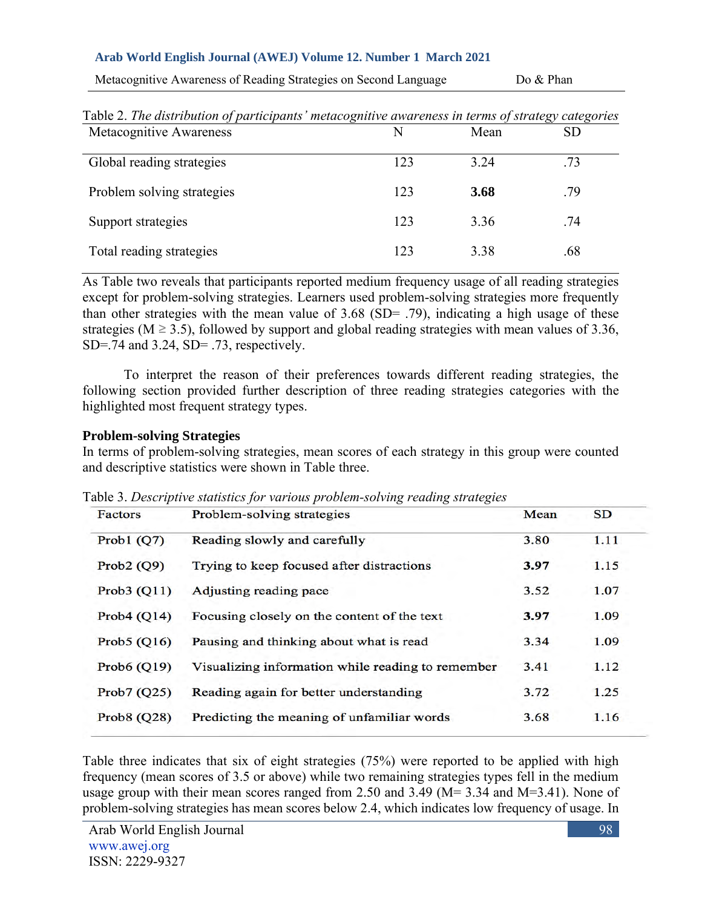Table 2. *The distribution of participants' metacognitive awareness in terms of strategy categories*

| Metacognitive Awareness | N | Mean | SD |
|---|---|---|---|
| Global reading strategies | 123 | 3.24 | .73 |
| Problem solving strategies | 123 | **3.68** | .79 |
| Support strategies | 123 | 3.36 | .74 |
| Total reading strategies | 123 | 3.38 | .68 |

As Table two reveals that participants reported medium frequency usage of all reading strategies except for problem-solving strategies. Learners used problem-solving strategies more frequently than other strategies with the mean value of 3.68 (SD= .79), indicating a high usage of these strategies (M ≥ 3.5), followed by support and global reading strategies with mean values of 3.36, SD=.74 and 3.24, SD= .73, respectively.

To interpret the reason of their preferences towards different reading strategies, the following section provided further description of three reading strategies categories with the highlighted most frequent strategy types.

**Problem-solving Strategies**

In terms of problem-solving strategies, mean scores of each strategy in this group were counted and descriptive statistics were shown in Table three.

Table 3. *Descriptive statistics for various problem-solving reading strategies*

| Factors | Problem-solving strategies | Mean | SD |
|---|---|---|---|
| Prob1 (Q7) | Reading slowly and carefully | 3.80 | 1.11 |
| Prob2 (Q9) | Trying to keep focused after distractions | **3.97** | 1.15 |
| Prob3 (Q11) | Adjusting reading pace | 3.52 | 1.07 |
| Prob4 (Q14) | Focusing closely on the content of the text | **3.97** | 1.09 |
| Prob5 (Q16) | Pausing and thinking about what is read | 3.34 | 1.09 |
| Prob6 (Q19) | Visualizing information while reading to remember | 3.41 | 1.12 |
| Prob7 (Q25) | Reading again for better understanding | 3.72 | 1.25 |
| Prob8 (Q28) | Predicting the meaning of unfamiliar words | 3.68 | 1.16 |

Table three indicates that six of eight strategies (75%) were reported to be applied with high frequency (mean scores of 3.5 or above) while two remaining strategies types fell in the medium usage group with their mean scores ranged from 2.50 and 3.49 (M= 3.34 and M=3.41). None of problem-solving strategies has mean scores below 2.4, which indicates low frequency of usage. In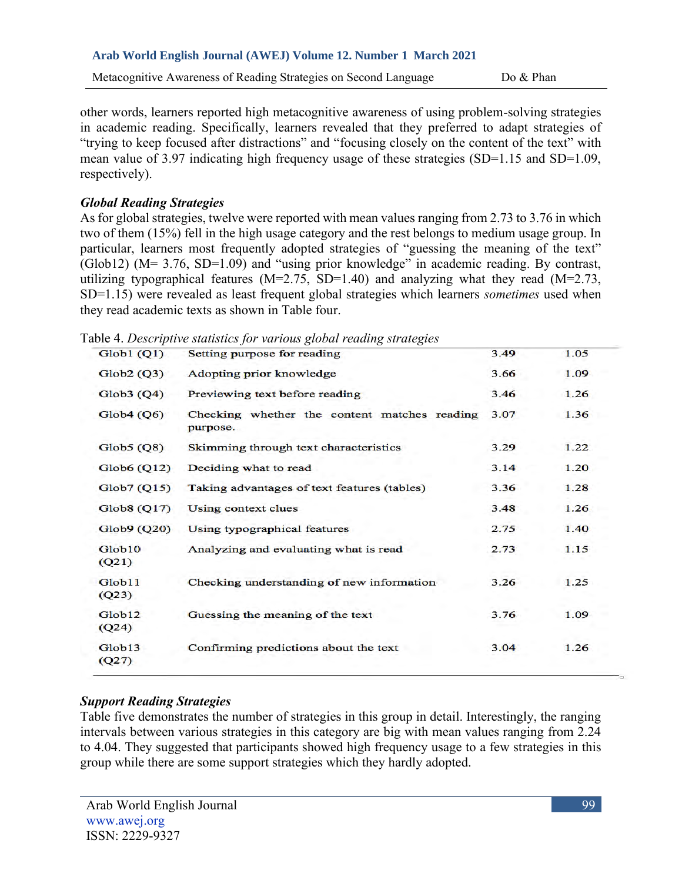other words, learners reported high metacognitive awareness of using problem-solving strategies in academic reading. Specifically, learners revealed that they preferred to adapt strategies of "trying to keep focused after distractions" and "focusing closely on the content of the text" with mean value of 3.97 indicating high frequency usage of these strategies (SD=1.15 and SD=1.09, respectively).

### *Global Reading Strategies*

As for global strategies, twelve were reported with mean values ranging from 2.73 to 3.76 in which two of them (15%) fell in the high usage category and the rest belongs to medium usage group. In particular, learners most frequently adopted strategies of "guessing the meaning of the text" (Glob12) (M= 3.76, SD=1.09) and "using prior knowledge" in academic reading. By contrast, utilizing typographical features (M=2.75, SD=1.40) and analyzing what they read (M=2.73, SD=1.15) were revealed as least frequent global strategies which learners *sometimes* used when they read academic texts as shown in Table four.

Table 4. *Descriptive statistics for various global reading strategies*

| | | | |
|---|---|---|---|
| Glob1 (Q1) | Setting purpose for reading | 3.49 | 1.05 |
| Glob2 (Q3) | Adopting prior knowledge | 3.66 | 1.09 |
| Glob3 (Q4) | Previewing text before reading | 3.46 | 1.26 |
| Glob4 (Q6) | Checking whether the content matches reading purpose. | 3.07 | 1.36 |
| Glob5 (Q8) | Skimming through text characteristics | 3.29 | 1.22 |
| Glob6 (Q12) | Deciding what to read | 3.14 | 1.20 |
| Glob7 (Q15) | Taking advantages of text features (tables) | 3.36 | 1.28 |
| Glob8 (Q17) | Using context clues | 3.48 | 1.26 |
| Glob9 (Q20) | Using typographical features | 2.75 | 1.40 |
| Glob10 (Q21) | Analyzing and evaluating what is read | 2.73 | 1.15 |
| Glob11 (Q23) | Checking understanding of new information | 3.26 | 1.25 |
| Glob12 (Q24) | Guessing the meaning of the text | 3.76 | 1.09 |
| Glob13 (Q27) | Confirming predictions about the text | 3.04 | 1.26 |

### *Support Reading Strategies*

Table five demonstrates the number of strategies in this group in detail. Interestingly, the ranging intervals between various strategies in this category are big with mean values ranging from 2.24 to 4.04. They suggested that participants showed high frequency usage to a few strategies in this group while there are some support strategies which they hardly adopted.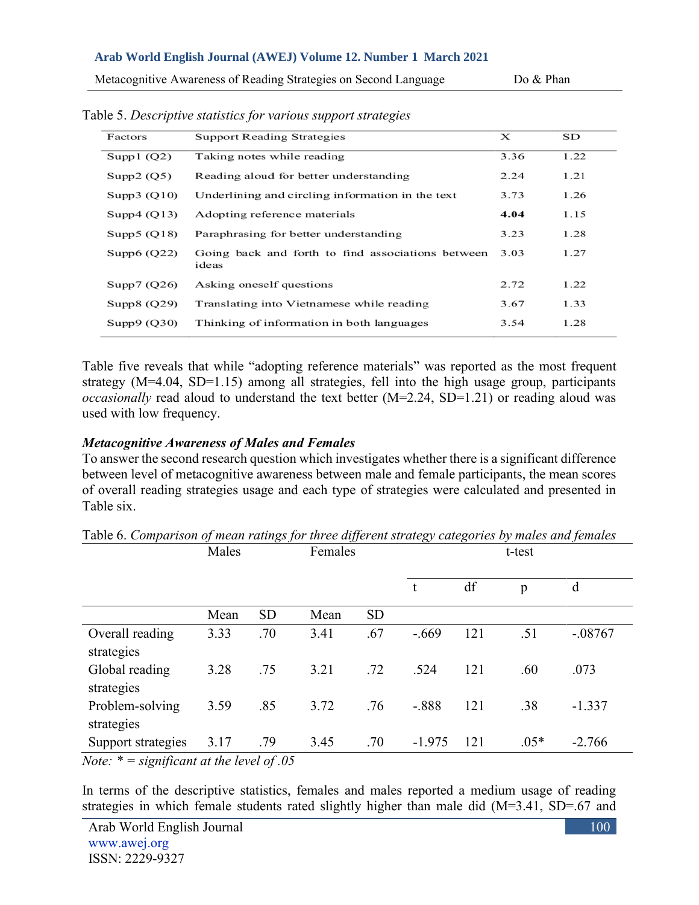Table 5. *Descriptive statistics for various support strategies*

| Factors | Support Reading Strategies | X | SD |
|---|---|---|---|
| Supp1 (Q2) | Taking notes while reading | 3.36 | 1.22 |
| Supp2 (Q5) | Reading aloud for better understanding | 2.24 | 1.21 |
| Supp3 (Q10) | Underlining and circling information in the text | 3.73 | 1.26 |
| Supp4 (Q13) | Adopting reference materials | **4.04** | 1.15 |
| Supp5 (Q18) | Paraphrasing for better understanding | 3.23 | 1.28 |
| Supp6 (Q22) | Going back and forth to find associations between ideas | 3.03 | 1.27 |
| Supp7 (Q26) | Asking oneself questions | 2.72 | 1.22 |
| Supp8 (Q29) | Translating into Vietnamese while reading | 3.67 | 1.33 |
| Supp9 (Q30) | Thinking of information in both languages | 3.54 | 1.28 |

Table five reveals that while "adopting reference materials" was reported as the most frequent strategy (M=4.04, SD=1.15) among all strategies, fell into the high usage group, participants *occasionally* read aloud to understand the text better (M=2.24, SD=1.21) or reading aloud was used with low frequency.

### *Metacognitive Awareness of Males and Females*

To answer the second research question which investigates whether there is a significant difference between level of metacognitive awareness between male and female participants, the mean scores of overall reading strategies usage and each type of strategies were calculated and presented in Table six.

Table 6. *Comparison of mean ratings for three different strategy categories by males and females*

| | Males | | Females | | t-test | | | |
|---|---|---|---|---|---|---|---|---|
| | | | | | t | df | p | d |
| | Mean | SD | Mean | SD | | | | |
| Overall reading strategies | 3.33 | .70 | 3.41 | .67 | -.669 | 121 | .51 | -.08767 |
| Global reading strategies | 3.28 | .75 | 3.21 | .72 | .524 | 121 | .60 | .073 |
| Problem-solving strategies | 3.59 | .85 | 3.72 | .76 | -.888 | 121 | .38 | -1.337 |
| Support strategies | 3.17 | .79 | 3.45 | .70 | -1.975 | 121 | .05* | -2.766 |

*Note: * = significant at the level of .05*

In terms of the descriptive statistics, females and males reported a medium usage of reading strategies in which female students rated slightly higher than male did (M=3.41, SD=.67 and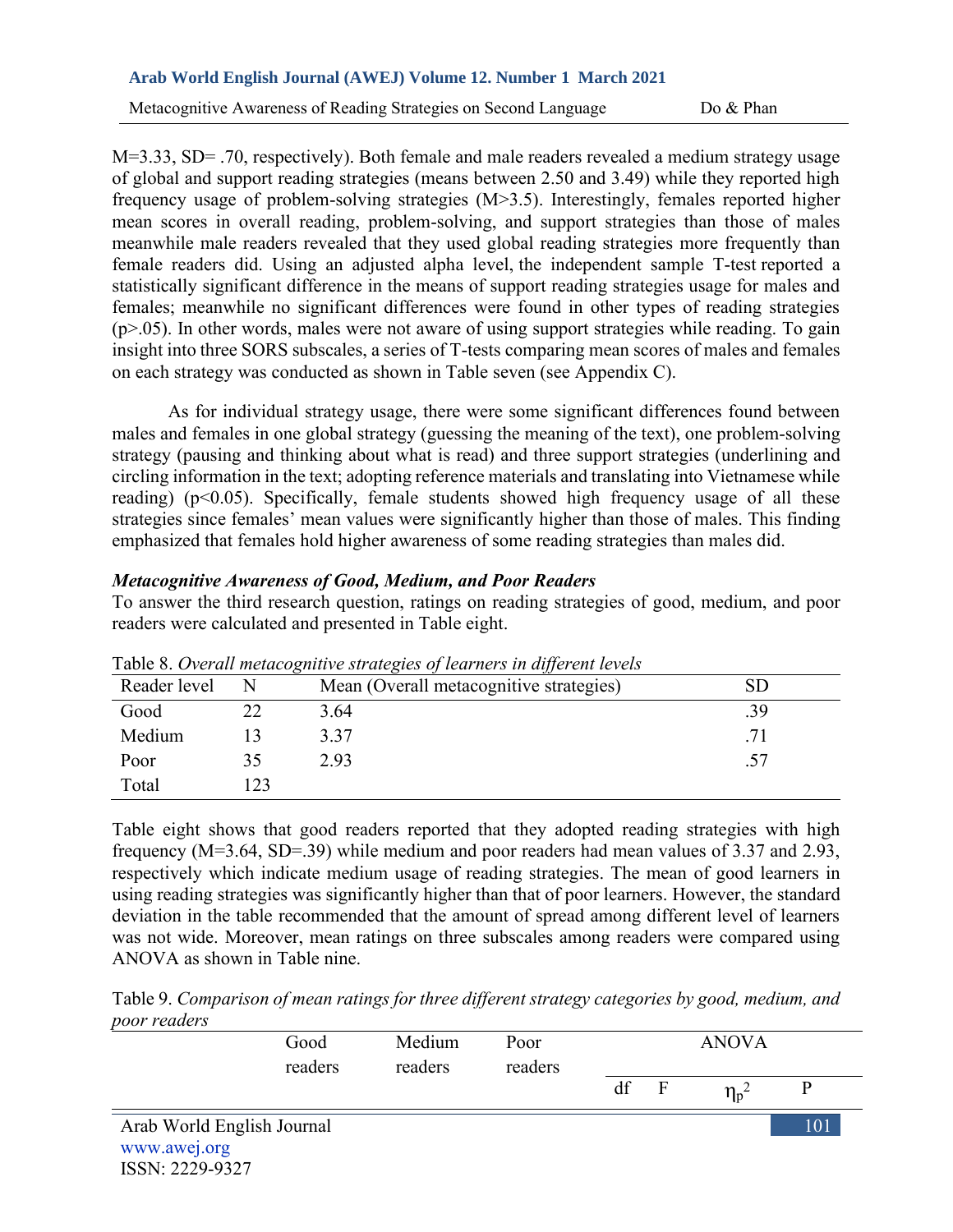M=3.33, SD= .70, respectively). Both female and male readers revealed a medium strategy usage of global and support reading strategies (means between 2.50 and 3.49) while they reported high frequency usage of problem-solving strategies (M>3.5). Interestingly, females reported higher mean scores in overall reading, problem-solving, and support strategies than those of males meanwhile male readers revealed that they used global reading strategies more frequently than female readers did. Using an adjusted alpha level, the independent sample T-test reported a statistically significant difference in the means of support reading strategies usage for males and females; meanwhile no significant differences were found in other types of reading strategies ($p>.05$). In other words, males were not aware of using support strategies while reading. To gain insight into three SORS subscales, a series of T-tests comparing mean scores of males and females on each strategy was conducted as shown in Table seven (see Appendix C).

As for individual strategy usage, there were some significant differences found between males and females in one global strategy (guessing the meaning of the text), one problem-solving strategy (pausing and thinking about what is read) and three support strategies (underlining and circling information in the text; adopting reference materials and translating into Vietnamese while reading) ($p<0.05$). Specifically, female students showed high frequency usage of all these strategies since females' mean values were significantly higher than those of males. This finding emphasized that females hold higher awareness of some reading strategies than males did.

***Metacognitive Awareness of Good, Medium, and Poor Readers***

To answer the third research question, ratings on reading strategies of good, medium, and poor readers were calculated and presented in Table eight.

Table 8. *Overall metacognitive strategies of learners in different levels*

| Reader level | N | Mean (Overall metacognitive strategies) | SD |
|---|---|---|---|
| Good | 22 | 3.64 | .39 |
| Medium | 13 | 3.37 | .71 |
| Poor | 35 | 2.93 | .57 |
| Total | 123 | | |

Table eight shows that good readers reported that they adopted reading strategies with high frequency (M=3.64, SD=.39) while medium and poor readers had mean values of 3.37 and 2.93, respectively which indicate medium usage of reading strategies. The mean of good learners in using reading strategies was significantly higher than that of poor learners. However, the standard deviation in the table recommended that the amount of spread among different level of learners was not wide. Moreover, mean ratings on three subscales among readers were compared using ANOVA as shown in Table nine.

Table 9. *Comparison of mean ratings for three different strategy categories by good, medium, and poor readers*

| | Good readers | Medium readers | Poor readers | ANOVA | | | |
|---|---|---|---|---|---|---|---|
| | | | | df | F | $\eta_p^2$ | P |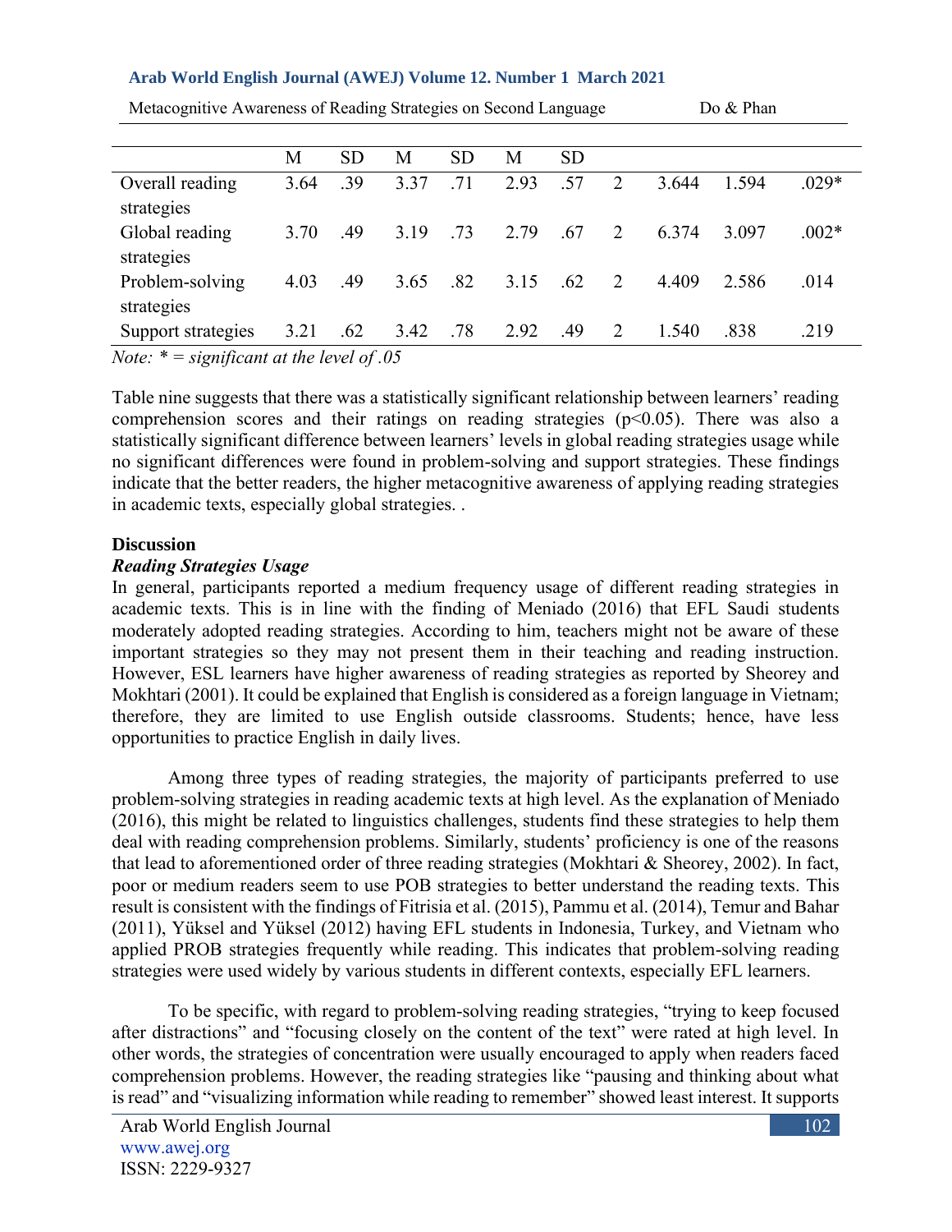| | M | SD | M | SD | M | SD | | | | |
|---|---|---|---|---|---|---|---|---|---|---|
| Overall reading strategies | 3.64 | .39 | 3.37 | .71 | 2.93 | .57 | 2 | 3.644 | 1.594 | .029* |
| Global reading strategies | 3.70 | .49 | 3.19 | .73 | 2.79 | .67 | 2 | 6.374 | 3.097 | .002* |
| Problem-solving strategies | 4.03 | .49 | 3.65 | .82 | 3.15 | .62 | 2 | 4.409 | 2.586 | .014 |
| Support strategies | 3.21 | .62 | 3.42 | .78 | 2.92 | .49 | 2 | 1.540 | .838 | .219 |

*Note: * = significant at the level of .05*

Table nine suggests that there was a statistically significant relationship between learners' reading comprehension scores and their ratings on reading strategies ($p<0.05$). There was also a statistically significant difference between learners' levels in global reading strategies usage while no significant differences were found in problem-solving and support strategies. These findings indicate that the better readers, the higher metacognitive awareness of applying reading strategies in academic texts, especially global strategies. .

## Discussion

### *Reading Strategies Usage*

In general, participants reported a medium frequency usage of different reading strategies in academic texts. This is in line with the finding of Meniado (2016) that EFL Saudi students moderately adopted reading strategies. According to him, teachers might not be aware of these important strategies so they may not present them in their teaching and reading instruction. However, ESL learners have higher awareness of reading strategies as reported by Sheorey and Mokhtari (2001). It could be explained that English is considered as a foreign language in Vietnam; therefore, they are limited to use English outside classrooms. Students; hence, have less opportunities to practice English in daily lives.

Among three types of reading strategies, the majority of participants preferred to use problem-solving strategies in reading academic texts at high level. As the explanation of Meniado (2016), this might be related to linguistics challenges, students find these strategies to help them deal with reading comprehension problems. Similarly, students' proficiency is one of the reasons that lead to aforementioned order of three reading strategies (Mokhtari & Sheorey, 2002). In fact, poor or medium readers seem to use POB strategies to better understand the reading texts. This result is consistent with the findings of Fitrisia et al. (2015), Pammu et al. (2014), Temur and Bahar (2011), Yüksel and Yüksel (2012) having EFL students in Indonesia, Turkey, and Vietnam who applied PROB strategies frequently while reading. This indicates that problem-solving reading strategies were used widely by various students in different contexts, especially EFL learners.

To be specific, with regard to problem-solving reading strategies, "trying to keep focused after distractions" and "focusing closely on the content of the text" were rated at high level. In other words, the strategies of concentration were usually encouraged to apply when readers faced comprehension problems. However, the reading strategies like "pausing and thinking about what is read" and "visualizing information while reading to remember" showed least interest. It supports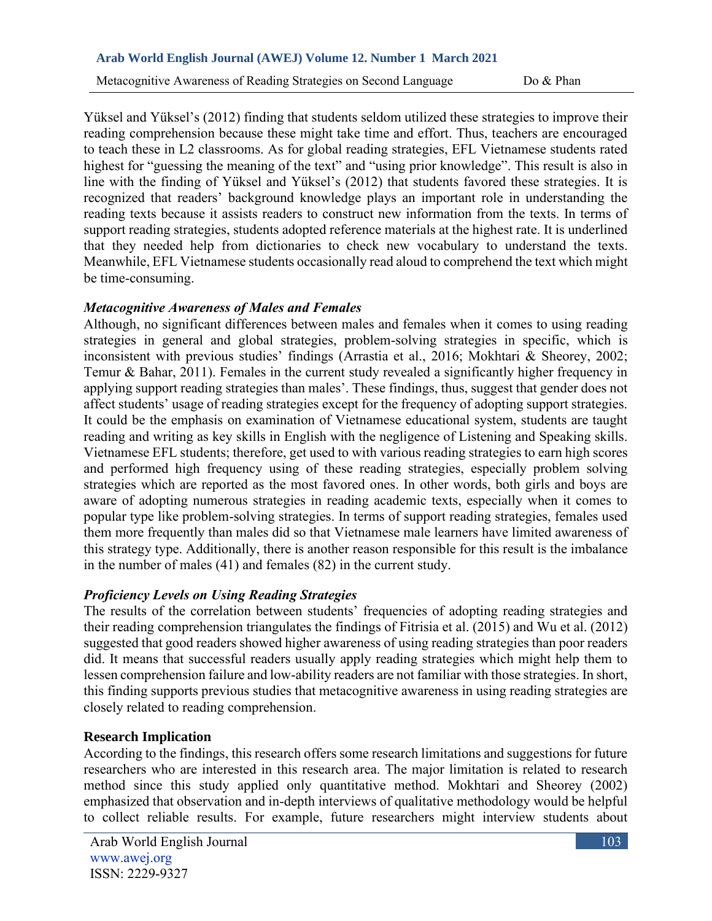Yüksel and Yüksel's (2012) finding that students seldom utilized these strategies to improve their reading comprehension because these might take time and effort. Thus, teachers are encouraged to teach these in L2 classrooms. As for global reading strategies, EFL Vietnamese students rated highest for "guessing the meaning of the text" and "using prior knowledge". This result is also in line with the finding of Yüksel and Yüksel's (2012) that students favored these strategies. It is recognized that readers' background knowledge plays an important role in understanding the reading texts because it assists readers to construct new information from the texts. In terms of support reading strategies, students adopted reference materials at the highest rate. It is underlined that they needed help from dictionaries to check new vocabulary to understand the texts. Meanwhile, EFL Vietnamese students occasionally read aloud to comprehend the text which might be time-consuming.

### *Metacognitive Awareness of Males and Females*

Although, no significant differences between males and females when it comes to using reading strategies in general and global strategies, problem-solving strategies in specific, which is inconsistent with previous studies' findings (Arrastia et al., 2016; Mokhtari & Sheorey, 2002; Temur & Bahar, 2011). Females in the current study revealed a significantly higher frequency in applying support reading strategies than males'. These findings, thus, suggest that gender does not affect students' usage of reading strategies except for the frequency of adopting support strategies. It could be the emphasis on examination of Vietnamese educational system, students are taught reading and writing as key skills in English with the negligence of Listening and Speaking skills. Vietnamese EFL students; therefore, get used to with various reading strategies to earn high scores and performed high frequency using of these reading strategies, especially problem solving strategies which are reported as the most favored ones. In other words, both girls and boys are aware of adopting numerous strategies in reading academic texts, especially when it comes to popular type like problem-solving strategies. In terms of support reading strategies, females used them more frequently than males did so that Vietnamese male learners have limited awareness of this strategy type. Additionally, there is another reason responsible for this result is the imbalance in the number of males (41) and females (82) in the current study.

### *Proficiency Levels on Using Reading Strategies*

The results of the correlation between students' frequencies of adopting reading strategies and their reading comprehension triangulates the findings of Fitrisia et al. (2015) and Wu et al. (2012) suggested that good readers showed higher awareness of using reading strategies than poor readers did. It means that successful readers usually apply reading strategies which might help them to lessen comprehension failure and low-ability readers are not familiar with those strategies. In short, this finding supports previous studies that metacognitive awareness in using reading strategies are closely related to reading comprehension.

## Research Implication

According to the findings, this research offers some research limitations and suggestions for future researchers who are interested in this research area. The major limitation is related to research method since this study applied only quantitative method. Mokhtari and Sheorey (2002) emphasized that observation and in-depth interviews of qualitative methodology would be helpful to collect reliable results. For example, future researchers might interview students about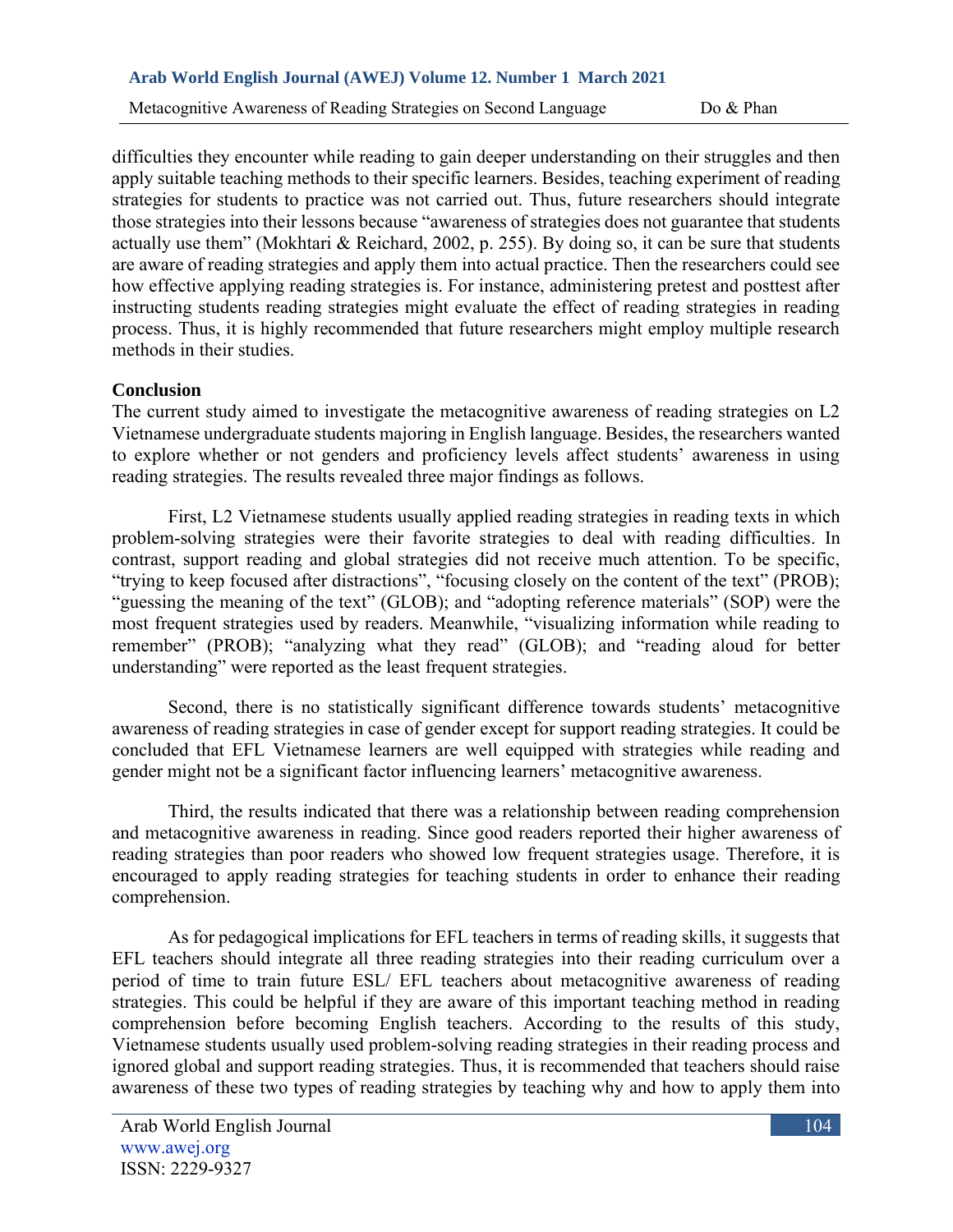difficulties they encounter while reading to gain deeper understanding on their struggles and then apply suitable teaching methods to their specific learners. Besides, teaching experiment of reading strategies for students to practice was not carried out. Thus, future researchers should integrate those strategies into their lessons because "awareness of strategies does not guarantee that students actually use them" (Mokhtari & Reichard, 2002, p. 255). By doing so, it can be sure that students are aware of reading strategies and apply them into actual practice. Then the researchers could see how effective applying reading strategies is. For instance, administering pretest and posttest after instructing students reading strategies might evaluate the effect of reading strategies in reading process. Thus, it is highly recommended that future researchers might employ multiple research methods in their studies.

## Conclusion

The current study aimed to investigate the metacognitive awareness of reading strategies on L2 Vietnamese undergraduate students majoring in English language. Besides, the researchers wanted to explore whether or not genders and proficiency levels affect students' awareness in using reading strategies. The results revealed three major findings as follows.

First, L2 Vietnamese students usually applied reading strategies in reading texts in which problem-solving strategies were their favorite strategies to deal with reading difficulties. In contrast, support reading and global strategies did not receive much attention. To be specific, "trying to keep focused after distractions", "focusing closely on the content of the text" (PROB); "guessing the meaning of the text" (GLOB); and "adopting reference materials" (SOP) were the most frequent strategies used by readers. Meanwhile, "visualizing information while reading to remember" (PROB); "analyzing what they read" (GLOB); and "reading aloud for better understanding" were reported as the least frequent strategies.

Second, there is no statistically significant difference towards students' metacognitive awareness of reading strategies in case of gender except for support reading strategies. It could be concluded that EFL Vietnamese learners are well equipped with strategies while reading and gender might not be a significant factor influencing learners' metacognitive awareness.

Third, the results indicated that there was a relationship between reading comprehension and metacognitive awareness in reading. Since good readers reported their higher awareness of reading strategies than poor readers who showed low frequent strategies usage. Therefore, it is encouraged to apply reading strategies for teaching students in order to enhance their reading comprehension.

As for pedagogical implications for EFL teachers in terms of reading skills, it suggests that EFL teachers should integrate all three reading strategies into their reading curriculum over a period of time to train future ESL/ EFL teachers about metacognitive awareness of reading strategies. This could be helpful if they are aware of this important teaching method in reading comprehension before becoming English teachers. According to the results of this study, Vietnamese students usually used problem-solving reading strategies in their reading process and ignored global and support reading strategies. Thus, it is recommended that teachers should raise awareness of these two types of reading strategies by teaching why and how to apply them into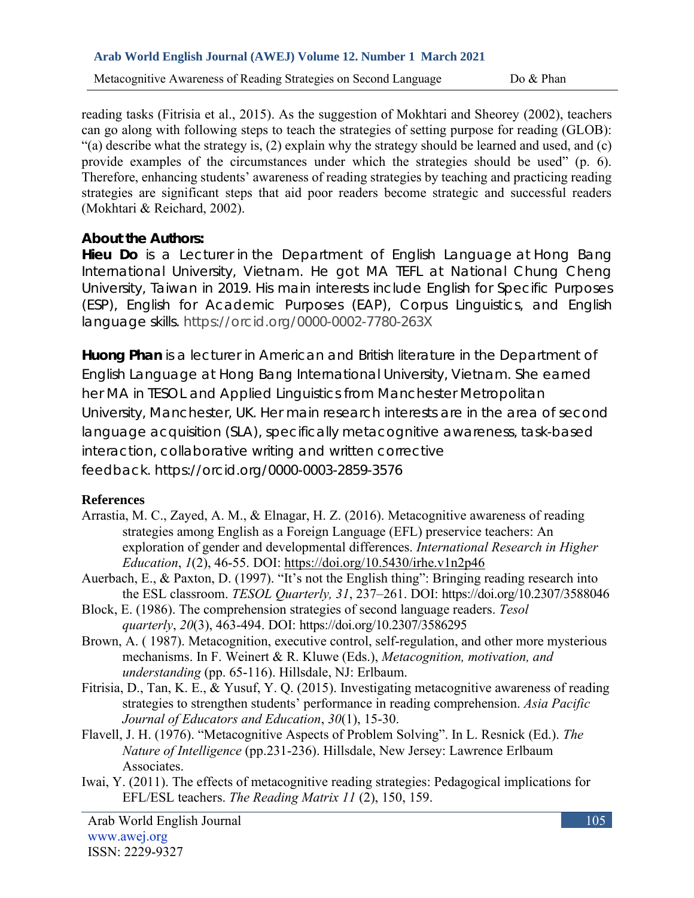reading tasks (Fitrisia et al., 2015). As the suggestion of Mokhtari and Sheorey (2002), teachers can go along with following steps to teach the strategies of setting purpose for reading (GLOB): "(a) describe what the strategy is, (2) explain why the strategy should be learned and used, and (c) provide examples of the circumstances under which the strategies should be used" (p. 6). Therefore, enhancing students' awareness of reading strategies by teaching and practicing reading strategies are significant steps that aid poor readers become strategic and successful readers (Mokhtari & Reichard, 2002).

## About the Authors:

**Hieu Do** is a Lecturer in the Department of English Language at Hong Bang International University, Vietnam. He got MA TEFL at National Chung Cheng University, Taiwan in 2019. His main interests include English for Specific Purposes (ESP), English for Academic Purposes (EAP), Corpus Linguistics, and English language skills. https://orcid.org/0000-0002-7780-263X

**Huong Phan** is a lecturer in American and British literature in the Department of English Language at Hong Bang International University, Vietnam. She earned her MA in TESOL and Applied Linguistics from Manchester Metropolitan University, Manchester, UK. Her main research interests are in the area of second language acquisition (SLA), specifically metacognitive awareness, task-based interaction, collaborative writing and written corrective feedback. https://orcid.org/0000-0003-2859-3576

## References

Arrastia, M. C., Zayed, A. M., & Elnagar, H. Z. (2016). Metacognitive awareness of reading strategies among English as a Foreign Language (EFL) preservice teachers: An exploration of gender and developmental differences. *International Research in Higher Education*, *1*(2), 46-55. DOI: https://doi.org/10.5430/irhe.v1n2p46

Auerbach, E., & Paxton, D. (1997). "It's not the English thing": Bringing reading research into the ESL classroom. *TESOL Quarterly, 31*, 237–261. DOI: https://doi.org/10.2307/3588046

Block, E. (1986). The comprehension strategies of second language readers. *Tesol quarterly*, *20*(3), 463-494. DOI: https://doi.org/10.2307/3586295

Brown, A. ( 1987). Metacognition, executive control, self-regulation, and other more mysterious mechanisms. In F. Weinert & R. Kluwe (Eds.), *Metacognition, motivation, and understanding* (pp. 65-116). Hillsdale, NJ: Erlbaum.

Fitrisia, D., Tan, K. E., & Yusuf, Y. Q. (2015). Investigating metacognitive awareness of reading strategies to strengthen students' performance in reading comprehension. *Asia Pacific Journal of Educators and Education*, *30*(1), 15-30.

Flavell, J. H. (1976). "Metacognitive Aspects of Problem Solving". In L. Resnick (Ed.). *The Nature of Intelligence* (pp.231-236). Hillsdale, New Jersey: Lawrence Erlbaum Associates.

Iwai, Y. (2011). The effects of metacognitive reading strategies: Pedagogical implications for EFL/ESL teachers. *The Reading Matrix 11* (2), 150, 159.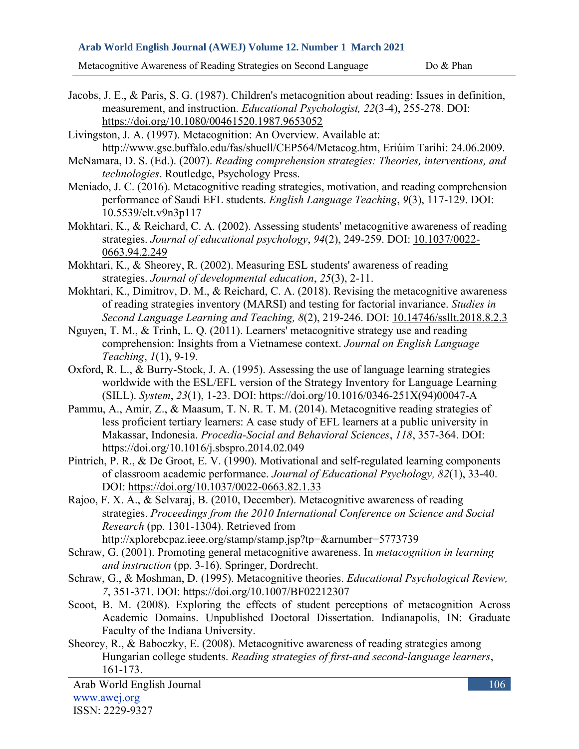Jacobs, J. E., & Paris, S. G. (1987). Children's metacognition about reading: Issues in definition, measurement, and instruction. *Educational Psychologist, 22*(3-4), 255-278. DOI: https://doi.org/10.1080/00461520.1987.9653052

Livingston, J. A. (1997). Metacognition: An Overview. Available at: http://www.gse.buffalo.edu/fas/shuell/CEP564/Metacog.htm, Eriúim Tarihi: 24.06.2009.

McNamara, D. S. (Ed.). (2007). *Reading comprehension strategies: Theories, interventions, and technologies*. Routledge, Psychology Press.

Meniado, J. C. (2016). Metacognitive reading strategies, motivation, and reading comprehension performance of Saudi EFL students. *English Language Teaching*, *9*(3), 117-129. DOI: 10.5539/elt.v9n3p117

Mokhtari, K., & Reichard, C. A. (2002). Assessing students' metacognitive awareness of reading strategies. *Journal of educational psychology*, *94*(2), 249-259. DOI: 10.1037/0022-0663.94.2.249

Mokhtari, K., & Sheorey, R. (2002). Measuring ESL students' awareness of reading strategies. *Journal of developmental education*, *25*(3), 2-11.

Mokhtari, K., Dimitrov, D. M., & Reichard, C. A. (2018). Revising the metacognitive awareness of reading strategies inventory (MARSI) and testing for factorial invariance. *Studies in Second Language Learning and Teaching, 8*(2), 219-246. DOI: 10.14746/ssllt.2018.8.2.3

Nguyen, T. M., & Trinh, L. Q. (2011). Learners' metacognitive strategy use and reading comprehension: Insights from a Vietnamese context. *Journal on English Language Teaching*, *1*(1), 9-19.

Oxford, R. L., & Burry-Stock, J. A. (1995). Assessing the use of language learning strategies worldwide with the ESL/EFL version of the Strategy Inventory for Language Learning (SILL). *System*, *23*(1), 1-23. DOI: https://doi.org/10.1016/0346-251X(94)00047-A

Pammu, A., Amir, Z., & Maasum, T. N. R. T. M. (2014). Metacognitive reading strategies of less proficient tertiary learners: A case study of EFL learners at a public university in Makassar, Indonesia. *Procedia-Social and Behavioral Sciences*, *118*, 357-364. DOI: https://doi.org/10.1016/j.sbspro.2014.02.049

Pintrich, P. R., & De Groot, E. V. (1990). Motivational and self-regulated learning components of classroom academic performance. *Journal of Educational Psychology, 82*(1), 33-40. DOI: https://doi.org/10.1037/0022-0663.82.1.33

Rajoo, F. X. A., & Selvaraj, B. (2010, December). Metacognitive awareness of reading strategies. *Proceedings from the 2010 International Conference on Science and Social Research* (pp. 1301-1304). Retrieved from http://xplorebcpaz.ieee.org/stamp/stamp.jsp?tp=&arnumber=5773739

Schraw, G. (2001). Promoting general metacognitive awareness. In *metacognition in learning and instruction* (pp. 3-16). Springer, Dordrecht.

Schraw, G., & Moshman, D. (1995). Metacognitive theories. *Educational Psychological Review, 7*, 351-371. DOI: https://doi.org/10.1007/BF02212307

Scoot, B. M. (2008). Exploring the effects of student perceptions of metacognition Across Academic Domains. Unpublished Doctoral Dissertation. Indianapolis, IN: Graduate Faculty of the Indiana University.

Sheorey, R., & Baboczky, E. (2008). Metacognitive awareness of reading strategies among Hungarian college students. *Reading strategies of first-and second-language learners*, 161-173.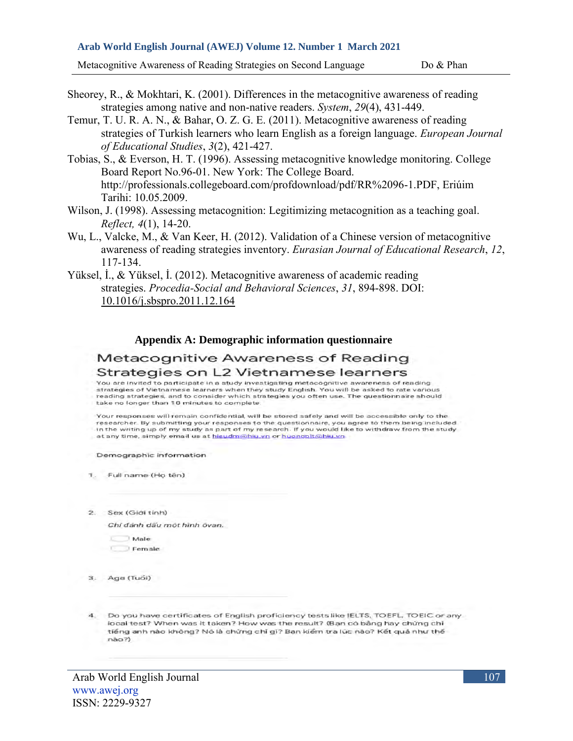Sheorey, R., & Mokhtari, K. (2001). Differences in the metacognitive awareness of reading strategies among native and non-native readers. *System*, *29*(4), 431-449.

Temur, T. U. R. A. N., & Bahar, O. Z. G. E. (2011). Metacognitive awareness of reading strategies of Turkish learners who learn English as a foreign language. *European Journal of Educational Studies*, *3*(2), 421-427.

Tobias, S., & Everson, H. T. (1996). Assessing metacognitive knowledge monitoring. College Board Report No.96-01. New York: The College Board. http://professionals.collegeboard.com/profdownload/pdf/RR%2096-1.PDF, Eriúim Tarihi: 10.05.2009.

Wilson, J. (1998). Assessing metacognition: Legitimizing metacognition as a teaching goal. *Reflect, 4*(1), 14-20.

Wu, L., Valcke, M., & Van Keer, H. (2012). Validation of a Chinese version of metacognitive awareness of reading strategies inventory. *Eurasian Journal of Educational Research*, *12*, 117-134.

Yüksel, İ., & Yüksel, İ. (2012). Metacognitive awareness of academic reading strategies. *Procedia-Social and Behavioral Sciences*, *31*, 894-898. DOI: 10.1016/j.sbspro.2011.12.164

## Appendix A: Demographic information questionnaire

# Metacognitive Awareness of Reading Strategies on L2 Vietnamese learners

You are invited to participate in a study investigating metacognitive awareness of reading strategies of Vietnamese learners when they study English. You will be asked to rate various reading strategies, and to consider which strategies you often use. The questionnaire should take no longer than 10 minutes to complete.

Your responses will remain confidential, will be stored safely and will be accessible only to the researcher. By submitting your responses to the questionnaire, you agree to them being included in the writing up of my study as part of my research. If you would like to withdraw from the study at any time, simply email us at hieudm@hiu.vn or huongplt@hiu.vn

Demographic information

1. Full name (Họ tên)

   ______________________

2. Sex (Giới tính)

   *Chỉ đánh dấu một hình ôvan.*

   ◯ Male
   ◯ Female

3. Age (Tuổi)

   ______________________

4. Do you have certificates of English proficiency tests like IELTS, TOEFL, TOEIC or any local test? When was it taken? How was the result? (Bạn có bằng hay chứng chỉ tiếng anh nào không? Nó là chứng chỉ gì? Bạn kiểm tra lúc nào? Kết quả như thế nào?)

   ______________________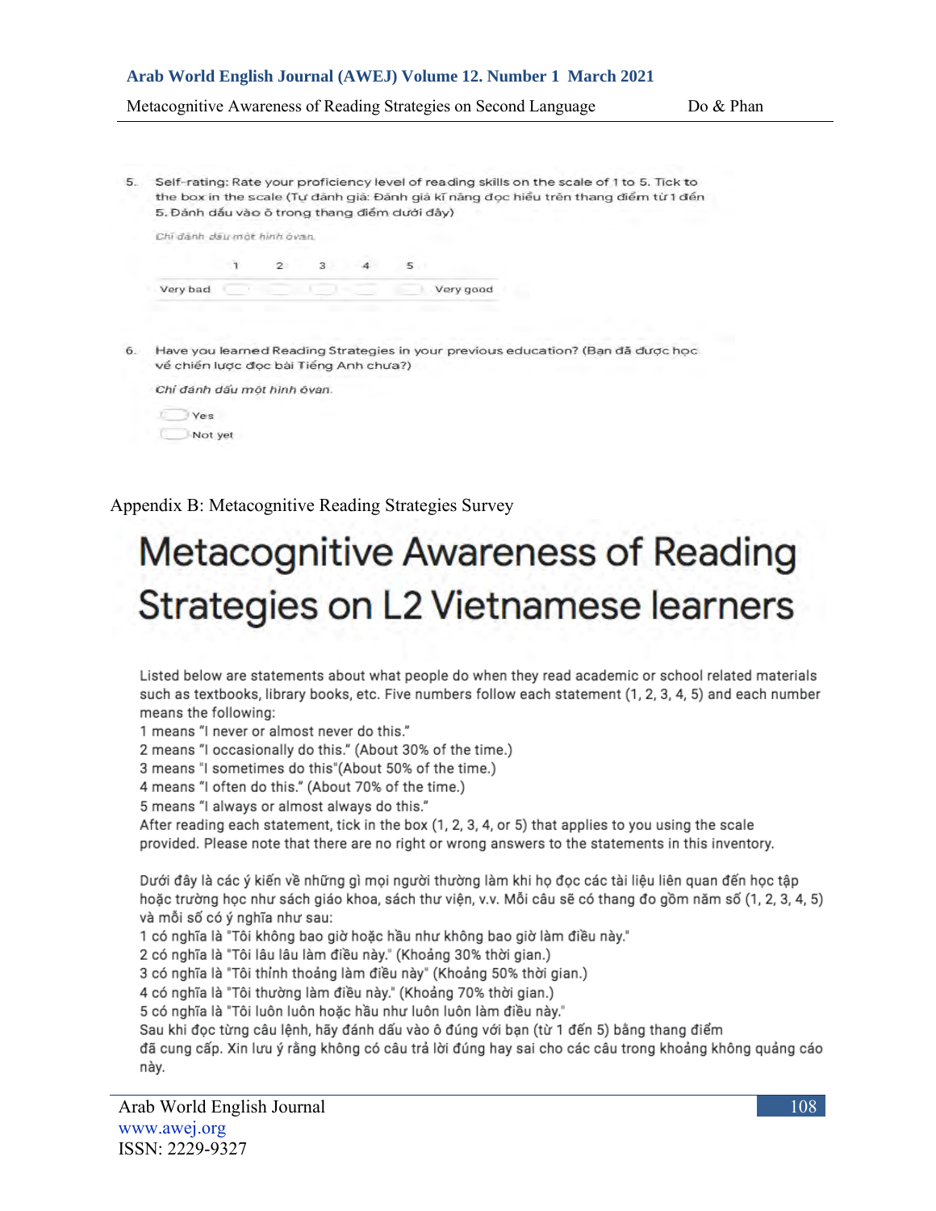5. Self-rating: Rate your proficiency level of reading skills on the scale of 1 to 5. Tick to the box in the scale (Tự đánh giá: Đánh giá kĩ năng đọc hiểu trên thang điểm từ 1 đến 5. Đánh dấu vào ô trong thang điểm dưới đây)

*Chỉ đánh dấu một hình ôvan.*

| | 1 | 2 | 3 | 4 | 5 | |
|---|---|---|---|---|---|---|
| Very bad | ◯ | ◯ | ◯ | ◯ | ◯ | Very good |

6. Have you learned Reading Strategies in your previous education? (Bạn đã được học về chiến lược đọc bài Tiếng Anh chưa?)

*Chỉ đánh dấu một hình ôvan.*

◯ Yes

◯ Not yet

Appendix B: Metacognitive Reading Strategies Survey

# Metacognitive Awareness of Reading Strategies on L2 Vietnamese learners

Listed below are statements about what people do when they read academic or school related materials such as textbooks, library books, etc. Five numbers follow each statement (1, 2, 3, 4, 5) and each number means the following:
1 means "I never or almost never do this."
2 means "I occasionally do this." (About 30% of the time.)
3 means "I sometimes do this"(About 50% of the time.)
4 means "I often do this." (About 70% of the time.)
5 means "I always or almost always do this."
After reading each statement, tick in the box (1, 2, 3, 4, or 5) that applies to you using the scale provided. Please note that there are no right or wrong answers to the statements in this inventory.

Dưới đây là các ý kiến về những gì mọi người thường làm khi họ đọc các tài liệu liên quan đến học tập hoặc trường học như sách giáo khoa, sách thư viện, v.v. Mỗi câu sẽ có thang đo gồm năm số (1, 2, 3, 4, 5) và mỗi số có ý nghĩa như sau:
1 có nghĩa là "Tôi không bao giờ hoặc hầu như không bao giờ làm điều này."
2 có nghĩa là "Tôi lâu lâu làm điều này." (Khoảng 30% thời gian.)
3 có nghĩa là "Tôi thỉnh thoảng làm điều này" (Khoảng 50% thời gian.)
4 có nghĩa là "Tôi thường làm điều này." (Khoảng 70% thời gian.)
5 có nghĩa là "Tôi luôn luôn hoặc hầu như luôn luôn làm điều này."
Sau khi đọc từng câu lệnh, hãy đánh dấu vào ô đúng với bạn (từ 1 đến 5) bằng thang điểm đã cung cấp. Xin lưu ý rằng không có câu trả lời đúng hay sai cho các câu trong khoảng không quảng cáo này.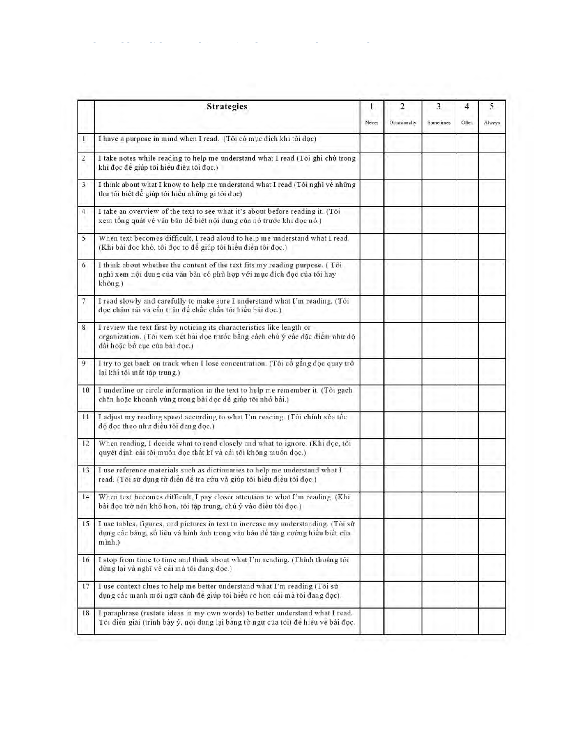|  | Strategies | 1<br>Never | 2<br>Occasionally | 3<br>Sometimes | 4<br>Often | 5<br>Always |
|---|---|---|---|---|---|---|
| 1 | I have a purpose in mind when I read. (Tôi có mục đích khi tôi đọc) |  |  |  |  |  |
| 2 | I take notes while reading to help me understand what I read (Tôi ghi chú trong khi đọc để giúp tôi hiểu điều tôi đọc.) |  |  |  |  |  |
| 3 | I think about what I know to help me understand what I read (Tôi nghĩ về những thứ tôi biết để giúp tôi hiểu những gì tôi đọc) |  |  |  |  |  |
| 4 | I take an overview of the text to see what it's about before reading it. (Tôi xem tổng quát về văn bản để biết nội dung của nó trước khi đọc nó.) |  |  |  |  |  |
| 5 | When text becomes difficult, I read aloud to help me understand what I read. (Khi bài đọc khó, tôi đọc to để giúp tôi hiểu điều tôi đọc.) |  |  |  |  |  |
| 6 | I think about whether the content of the text fits my reading purpose. ( Tôi nghĩ xem nội dung của văn bản có phù hợp với mục đích đọc của tôi hay không.) |  |  |  |  |  |
| 7 | I read slowly and carefully to make sure I understand what I'm reading. (Tôi đọc chậm rãi và cẩn thận để chắc chắn tôi hiểu bài đọc.) |  |  |  |  |  |
| 8 | I review the text first by noticing its characteristics like length or organization. (Tôi xem xét bài đọc trước bằng cách chú ý các đặc điểm như độ dài hoặc bố cục của bài đọc.) |  |  |  |  |  |
| 9 | I try to get back on track when I lose concentration. (Tôi cố gắng đọc quay trở lại khi tôi mất tập trung.) |  |  |  |  |  |
| 10 | I underline or circle information in the text to help me remember it. (Tôi gạch chân hoặc khoanh vùng trong bài đọc để giúp tôi nhớ bài.) |  |  |  |  |  |
| 11 | I adjust my reading speed according to what I'm reading. (Tôi chỉnh sửa tốc độ đọc theo như điều tôi đang đọc.) |  |  |  |  |  |
| 12 | When reading, I decide what to read closely and what to ignore. (Khi đọc, tôi quyết định cái tôi muốn đọc thật kĩ và cái tôi không muốn đọc.) |  |  |  |  |  |
| 13 | I use reference materials such as dictionaries to help me understand what I read. (Tôi sử dụng từ điển để tra cứu và giúp tôi hiểu điều tôi đọc.) |  |  |  |  |  |
| 14 | When text becomes difficult, I pay closer attention to what I'm reading. (Khi bài đọc trở nên khó hơn, tôi tập trung, chú ý vào điều tôi đọc.) |  |  |  |  |  |
| 15 | I use tables, figures, and pictures in text to increase my understanding. (Tôi sử dụng các bảng, số liệu và hình ảnh trong văn bản để tăng cường hiểu biết của mình.) |  |  |  |  |  |
| 16 | I stop from time to time and think about what I'm reading. (Thỉnh thoảng tôi dừng lại và nghĩ về cái mà tôi đang đọc.) |  |  |  |  |  |
| 17 | I use context clues to help me better understand what I'm reading (Tôi sử dụng các manh mối ngữ cảnh để giúp tôi hiểu rõ hơn cái mà tôi đang đọc). |  |  |  |  |  |
| 18 | I paraphrase (restate ideas in my own words) to better understand what I read. Tôi diễn giải (trình bày ý, nội dung lại bằng từ ngữ của tôi) để hiểu về bài đọc. |  |  |  |  |  |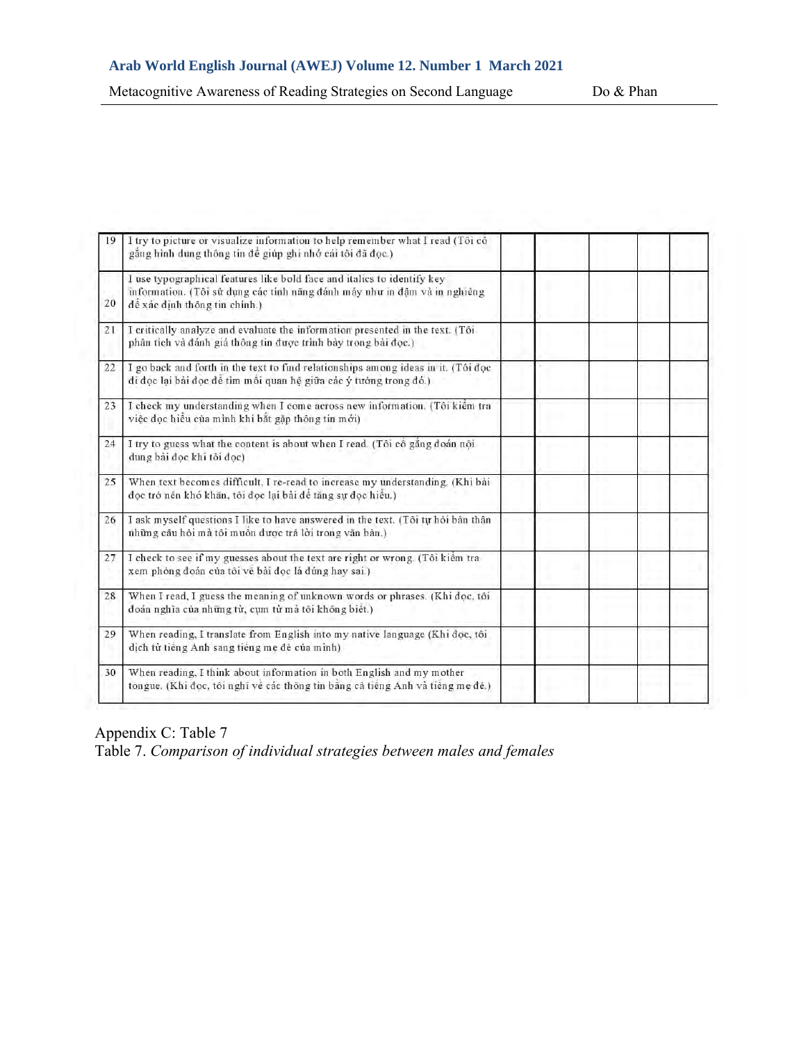| 19 | I try to picture or visualize information to help remember what I read (Tôi cố gắng hình dung thông tin để giúp ghi nhớ cái tôi đã đọc.) | | | | | |
|---|---|---|---|---|---|---|
| 20 | I use typographical features like bold face and italics to identify key information. (Tôi sử dụng các tính năng đánh máy như in đậm và in nghiêng để xác định thông tin chính.) | | | | | |
| 21 | I critically analyze and evaluate the information presented in the text. (Tôi phân tích và đánh giá thông tin được trình bày trong bài đọc.) | | | | | |
| 22 | I go back and forth in the text to find relationships among ideas in it. (Tôi đọc đi đọc lại bài đọc để tìm mối quan hệ giữa các ý tưởng trong đó.) | | | | | |
| 23 | I check my understanding when I come across new information. (Tôi kiểm tra việc đọc hiểu của mình khi bắt gặp thông tin mới) | | | | | |
| 24 | I try to guess what the content is about when I read. (Tôi cố gắng đoán nội dung bài đọc khi tôi đọc) | | | | | |
| 25 | When text becomes difficult, I re-read to increase my understanding. (Khi bài đọc trở nên khó khăn, tôi đọc lại bài để tăng sự đọc hiểu.) | | | | | |
| 26 | I ask myself questions I like to have answered in the text. (Tôi tự hỏi bản thân những câu hỏi mà tôi muốn được trả lời trong văn bản.) | | | | | |
| 27 | I check to see if my guesses about the text are right or wrong. (Tôi kiểm tra xem phỏng đoán của tôi về bài đọc là đúng hay sai.) | | | | | |
| 28 | When I read, I guess the meaning of unknown words or phrases. (Khi đọc, tôi đoán nghĩa của những từ, cụm từ mà tôi không biết.) | | | | | |
| 29 | When reading, I translate from English into my native language (Khi đọc, tôi dịch từ tiếng Anh sang tiếng mẹ đẻ của mình) | | | | | |
| 30 | When reading, I think about information in both English and my mother tongue. (Khi đọc, tôi nghĩ về các thông tin bằng cả tiếng Anh và tiếng mẹ đẻ.) | | | | | |

Appendix C: Table 7

Table 7. *Comparison of individual strategies between males and females*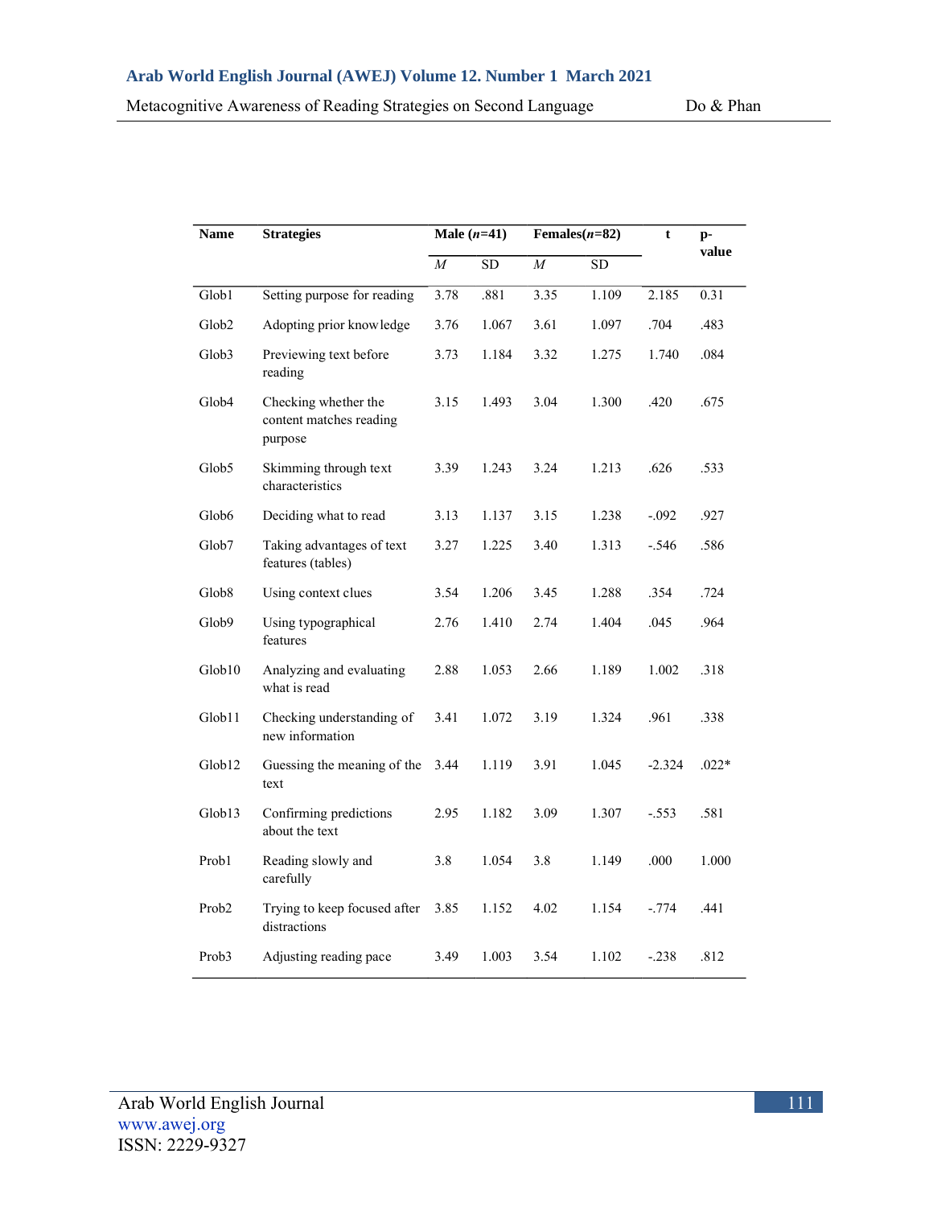| Name | Strategies | Male ($n$=41) | | Females($n$=82) | | t | p-value |
|---|---|---|---|---|---|---|---|
| | | *M* | SD | *M* | SD | | |
| Glob1 | Setting purpose for reading | 3.78 | .881 | 3.35 | 1.109 | 2.185 | 0.31 |
| Glob2 | Adopting prior knowledge | 3.76 | 1.067 | 3.61 | 1.097 | .704 | .483 |
| Glob3 | Previewing text before reading | 3.73 | 1.184 | 3.32 | 1.275 | 1.740 | .084 |
| Glob4 | Checking whether the content matches reading purpose | 3.15 | 1.493 | 3.04 | 1.300 | .420 | .675 |
| Glob5 | Skimming through text characteristics | 3.39 | 1.243 | 3.24 | 1.213 | .626 | .533 |
| Glob6 | Deciding what to read | 3.13 | 1.137 | 3.15 | 1.238 | -.092 | .927 |
| Glob7 | Taking advantages of text features (tables) | 3.27 | 1.225 | 3.40 | 1.313 | -.546 | .586 |
| Glob8 | Using context clues | 3.54 | 1.206 | 3.45 | 1.288 | .354 | .724 |
| Glob9 | Using typographical features | 2.76 | 1.410 | 2.74 | 1.404 | .045 | .964 |
| Glob10 | Analyzing and evaluating what is read | 2.88 | 1.053 | 2.66 | 1.189 | 1.002 | .318 |
| Glob11 | Checking understanding of new information | 3.41 | 1.072 | 3.19 | 1.324 | .961 | .338 |
| Glob12 | Guessing the meaning of the text | 3.44 | 1.119 | 3.91 | 1.045 | -2.324 | .022* |
| Glob13 | Confirming predictions about the text | 2.95 | 1.182 | 3.09 | 1.307 | -.553 | .581 |
| Prob1 | Reading slowly and carefully | 3.8 | 1.054 | 3.8 | 1.149 | .000 | 1.000 |
| Prob2 | Trying to keep focused after distractions | 3.85 | 1.152 | 4.02 | 1.154 | -.774 | .441 |
| Prob3 | Adjusting reading pace | 3.49 | 1.003 | 3.54 | 1.102 | -.238 | .812 |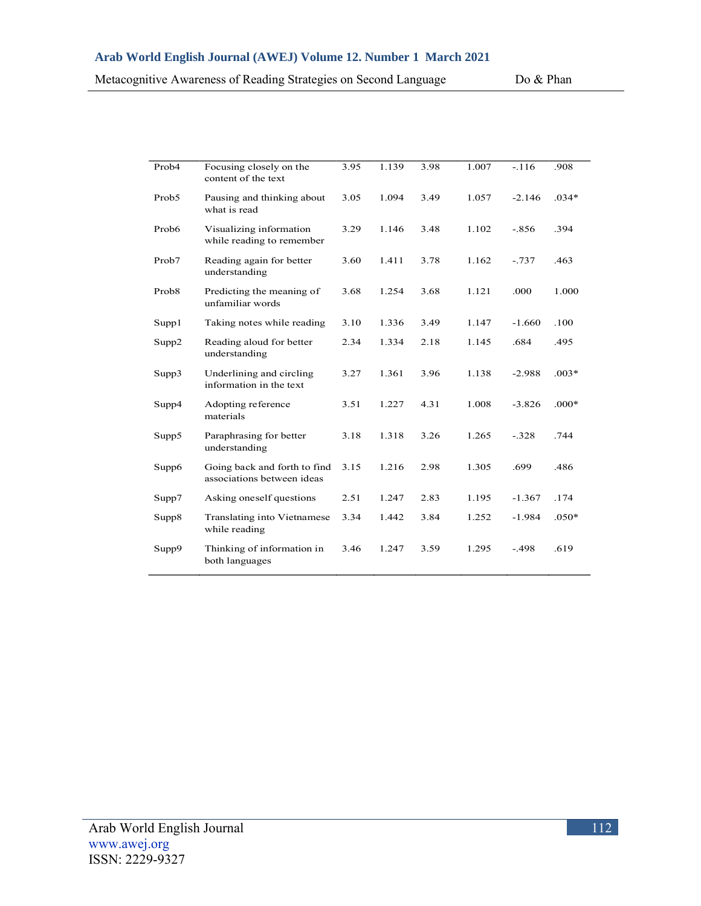| | | | | | | | |
|---|---|---|---|---|---|---|---|
| Prob4 | Focusing closely on the content of the text | 3.95 | 1.139 | 3.98 | 1.007 | -.116 | .908 |
| Prob5 | Pausing and thinking about what is read | 3.05 | 1.094 | 3.49 | 1.057 | -2.146 | .034* |
| Prob6 | Visualizing information while reading to remember | 3.29 | 1.146 | 3.48 | 1.102 | -.856 | .394 |
| Prob7 | Reading again for better understanding | 3.60 | 1.411 | 3.78 | 1.162 | -.737 | .463 |
| Prob8 | Predicting the meaning of unfamiliar words | 3.68 | 1.254 | 3.68 | 1.121 | .000 | 1.000 |
| Supp1 | Taking notes while reading | 3.10 | 1.336 | 3.49 | 1.147 | -1.660 | .100 |
| Supp2 | Reading aloud for better understanding | 2.34 | 1.334 | 2.18 | 1.145 | .684 | .495 |
| Supp3 | Underlining and circling information in the text | 3.27 | 1.361 | 3.96 | 1.138 | -2.988 | .003* |
| Supp4 | Adopting reference materials | 3.51 | 1.227 | 4.31 | 1.008 | -3.826 | .000* |
| Supp5 | Paraphrasing for better understanding | 3.18 | 1.318 | 3.26 | 1.265 | -.328 | .744 |
| Supp6 | Going back and forth to find associations between ideas | 3.15 | 1.216 | 2.98 | 1.305 | .699 | .486 |
| Supp7 | Asking oneself questions | 2.51 | 1.247 | 2.83 | 1.195 | -1.367 | .174 |
| Supp8 | Translating into Vietnamese while reading | 3.34 | 1.442 | 3.84 | 1.252 | -1.984 | .050* |
| Supp9 | Thinking of information in both languages | 3.46 | 1.247 | 3.59 | 1.295 | -.498 | .619 |